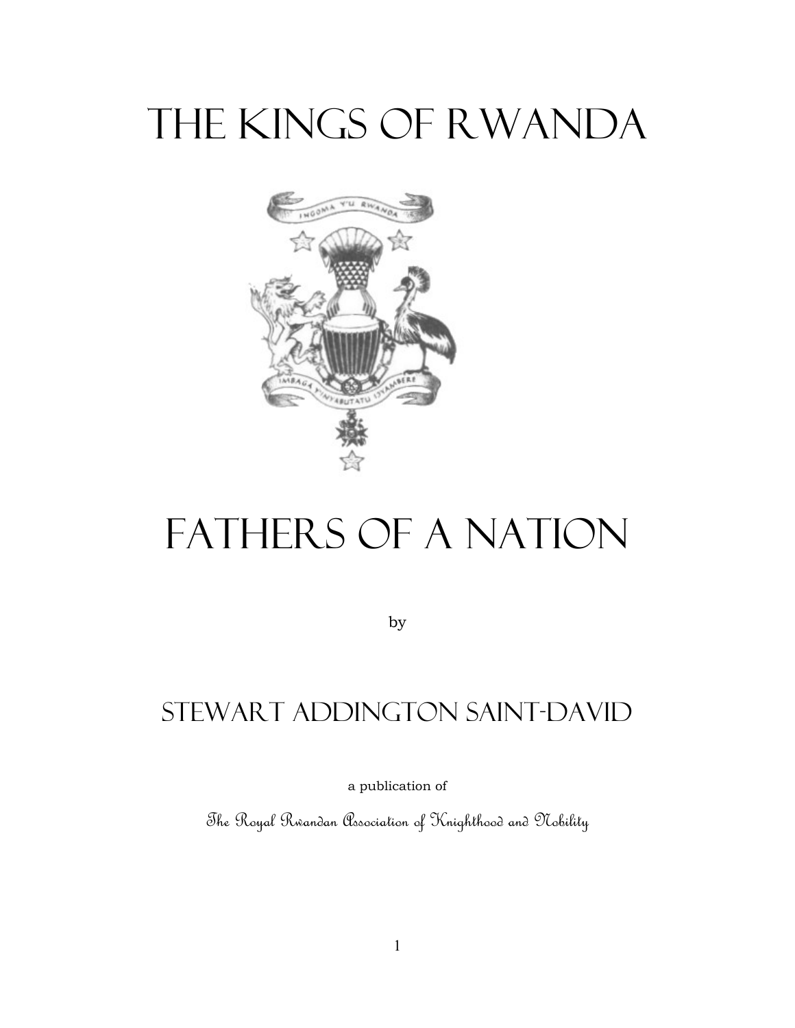# The Kings of Rwanda

# Fathers of a Nation

by

## Stewart Addington Saint-David

a publication of

*The Royal Rwandan Association of Knighthood and Nobility*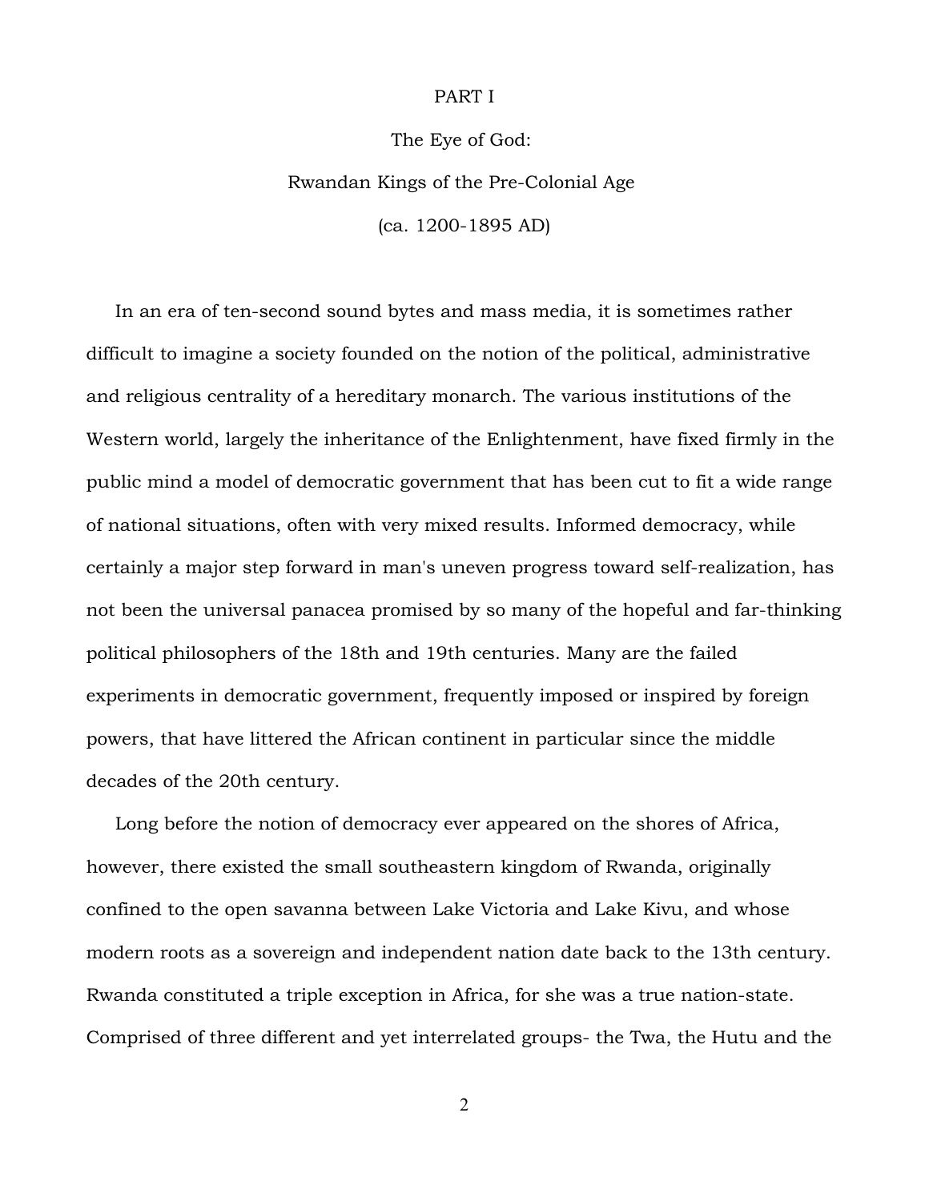# PART I

## The Eye of God:

## Rwandan Kings of the Pre-Colonial Age

## (ca. 1200-1895 AD)

In an era of ten-second sound bytes and mass media, it is sometimes rather difficult to imagine a society founded on the notion of the political, administrative and religious centrality of a hereditary monarch. The various institutions of the Western world, largely the inheritance of the Enlightenment, have fixed firmly in the public mind a model of democratic government that has been cut to fit a wide range of national situations, often with very mixed results. Informed democracy, while certainly a major step forward in man's uneven progress toward self-realization, has not been the universal panacea promised by so many of the hopeful and far-thinking political philosophers of the 18th and 19th centuries. Many are the failed experiments in democratic government, frequently imposed or inspired by foreign powers, that have littered the African continent in particular since the middle decades of the 20th century.

Long before the notion of democracy ever appeared on the shores of Africa, however, there existed the small southeastern kingdom of Rwanda, originally confined to the open savanna between Lake Victoria and Lake Kivu, and whose modern roots as a sovereign and independent nation date back to the 13th century. Rwanda constituted a triple exception in Africa, for she was a true nation-state. Comprised of three different and yet interrelated groups- the Twa, the Hutu and the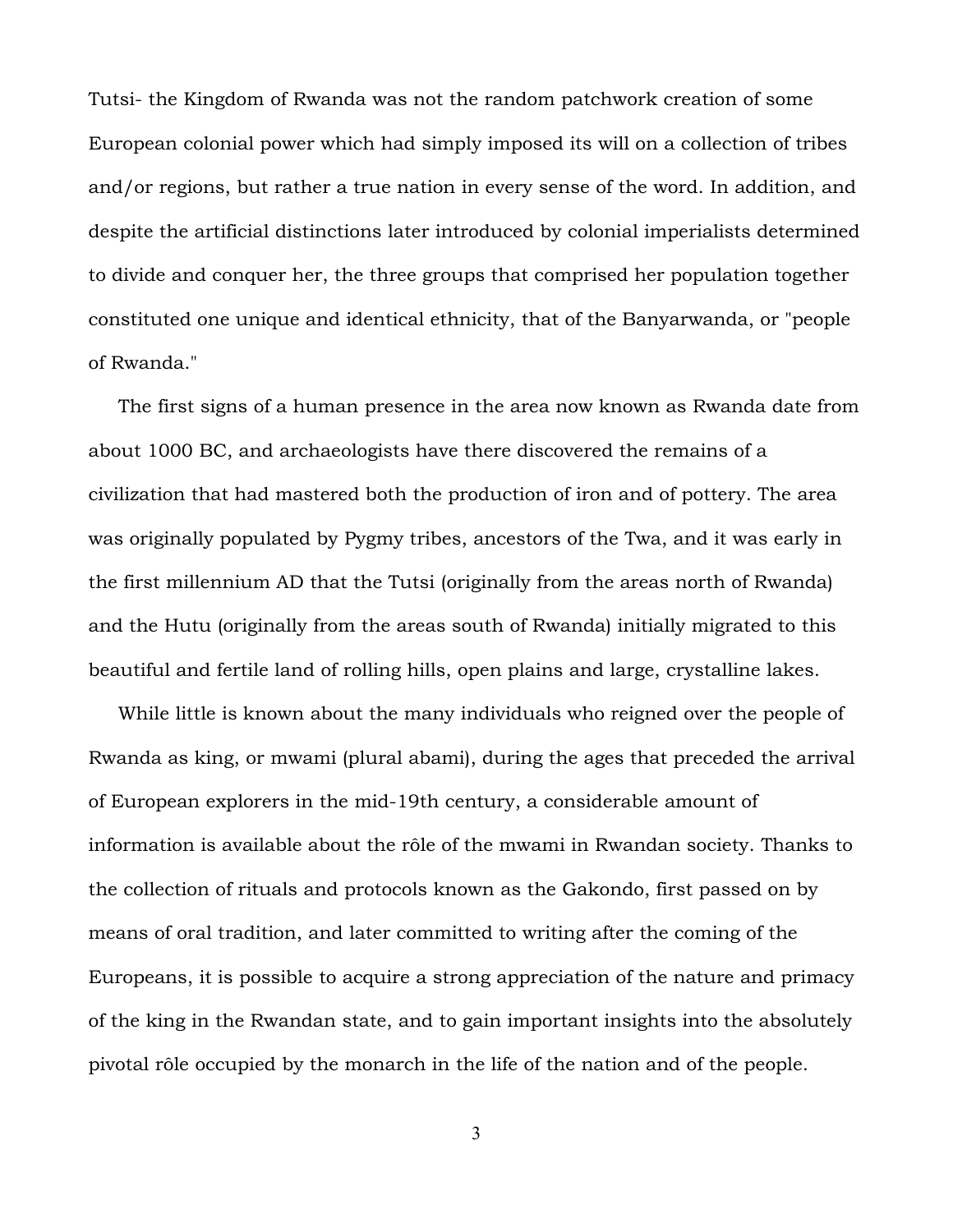Tutsi- the Kingdom of Rwanda was not the random patchwork creation of some European colonial power which had simply imposed its will on a collection of tribes and/or regions, but rather a true nation in every sense of the word. In addition, and despite the artificial distinctions later introduced by colonial imperialists determined to divide and conquer her, the three groups that comprised her population together constituted one unique and identical ethnicity, that of the Banyarwanda, or "people of Rwanda."

The first signs of a human presence in the area now known as Rwanda date from about 1000 BC, and archaeologists have there discovered the remains of a civilization that had mastered both the production of iron and of pottery. The area was originally populated by Pygmy tribes, ancestors of the Twa, and it was early in the first millennium AD that the Tutsi (originally from the areas north of Rwanda) and the Hutu (originally from the areas south of Rwanda) initially migrated to this beautiful and fertile land of rolling hills, open plains and large, crystalline lakes.

While little is known about the many individuals who reigned over the people of Rwanda as king, or mwami (plural abami), during the ages that preceded the arrival of European explorers in the mid-19th century, a considerable amount of information is available about the rôle of the mwami in Rwandan society. Thanks to the collection of rituals and protocols known as the Gakondo, first passed on by means of oral tradition, and later committed to writing after the coming of the Europeans, it is possible to acquire a strong appreciation of the nature and primacy of the king in the Rwandan state, and to gain important insights into the absolutely pivotal rôle occupied by the monarch in the life of the nation and of the people.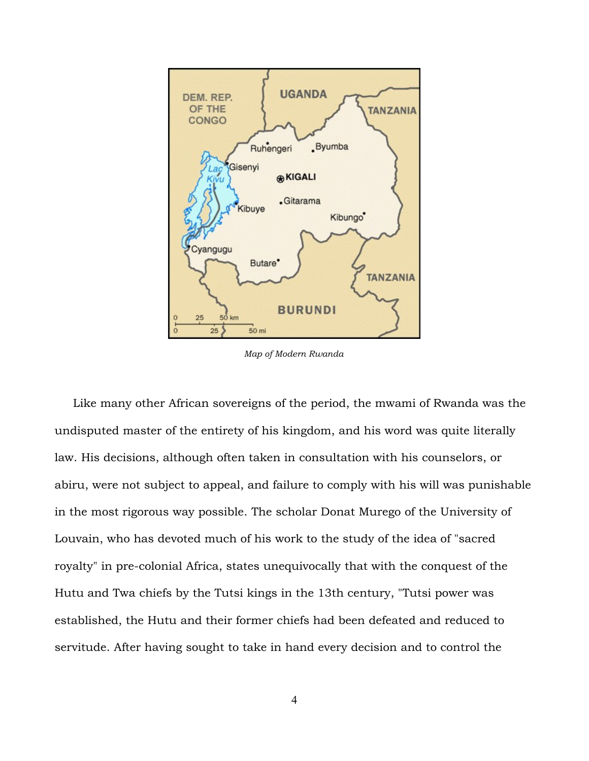*Map of Modern Rwanda*

Like many other African sovereigns of the period, the mwami of Rwanda was the undisputed master of the entirety of his kingdom, and his word was quite literally law. His decisions, although often taken in consultation with his counselors, or abiru, were not subject to appeal, and failure to comply with his will was punishable in the most rigorous way possible. The scholar Donat Murego of the University of Louvain, who has devoted much of his work to the study of the idea of "sacred royalty" in pre-colonial Africa, states unequivocally that with the conquest of the Hutu and Twa chiefs by the Tutsi kings in the 13th century, "Tutsi power was established, the Hutu and their former chiefs had been defeated and reduced to servitude. After having sought to take in hand every decision and to control the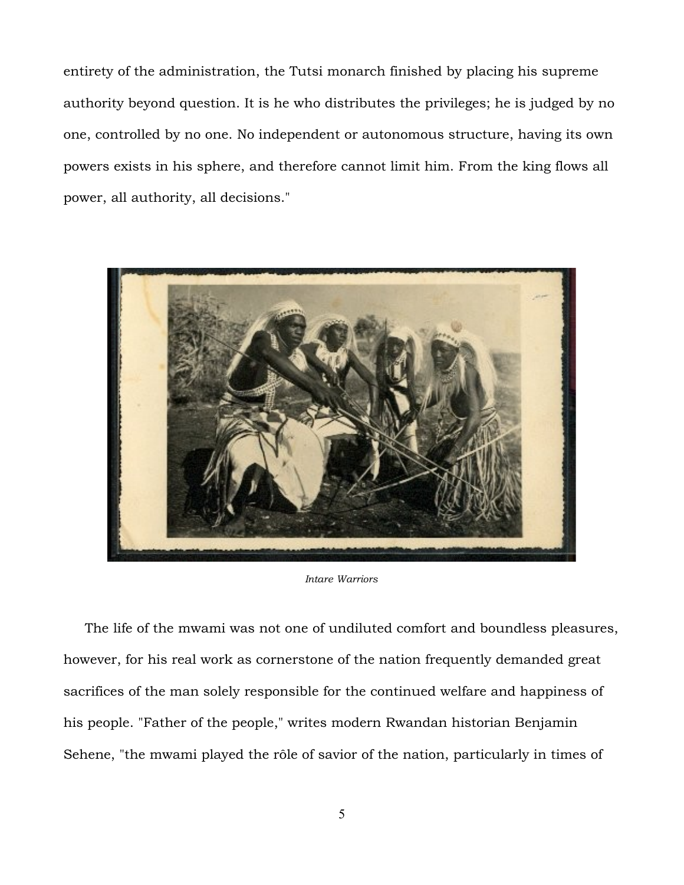entirety of the administration, the Tutsi monarch finished by placing his supreme authority beyond question. It is he who distributes the privileges; he is judged by no one, controlled by no one. No independent or autonomous structure, having its own powers exists in his sphere, and therefore cannot limit him. From the king flows all power, all authority, all decisions."

*Intare Warriors*

The life of the mwami was not one of undiluted comfort and boundless pleasures, however, for his real work as cornerstone of the nation frequently demanded great sacrifices of the man solely responsible for the continued welfare and happiness of his people. "Father of the people," writes modern Rwandan historian Benjamin Sehene, "the mwami played the rôle of savior of the nation, particularly in times of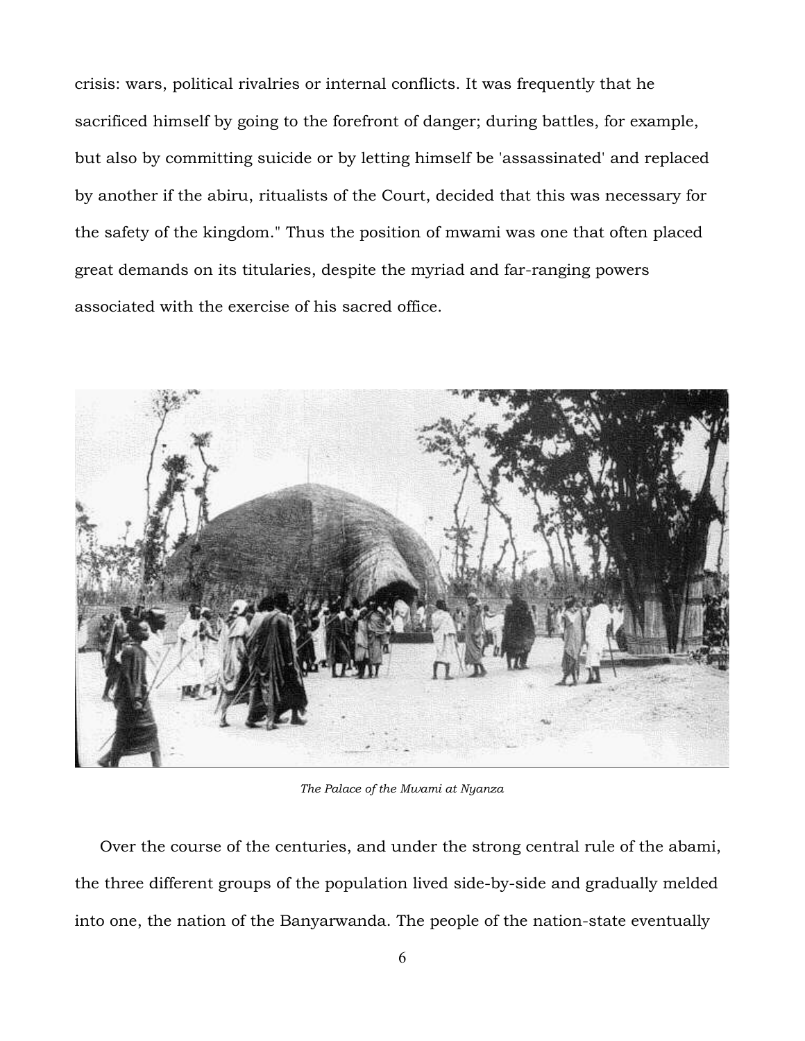crisis: wars, political rivalries or internal conflicts. It was frequently that he sacrificed himself by going to the forefront of danger; during battles, for example, but also by committing suicide or by letting himself be 'assassinated' and replaced by another if the abiru, ritualists of the Court, decided that this was necessary for the safety of the kingdom." Thus the position of mwami was one that often placed great demands on its titularies, despite the myriad and far-ranging powers associated with the exercise of his sacred office.

*The Palace of the Mwami at Nyanza*

Over the course of the centuries, and under the strong central rule of the abami, the three different groups of the population lived side-by-side and gradually melded into one, the nation of the Banyarwanda. The people of the nation-state eventually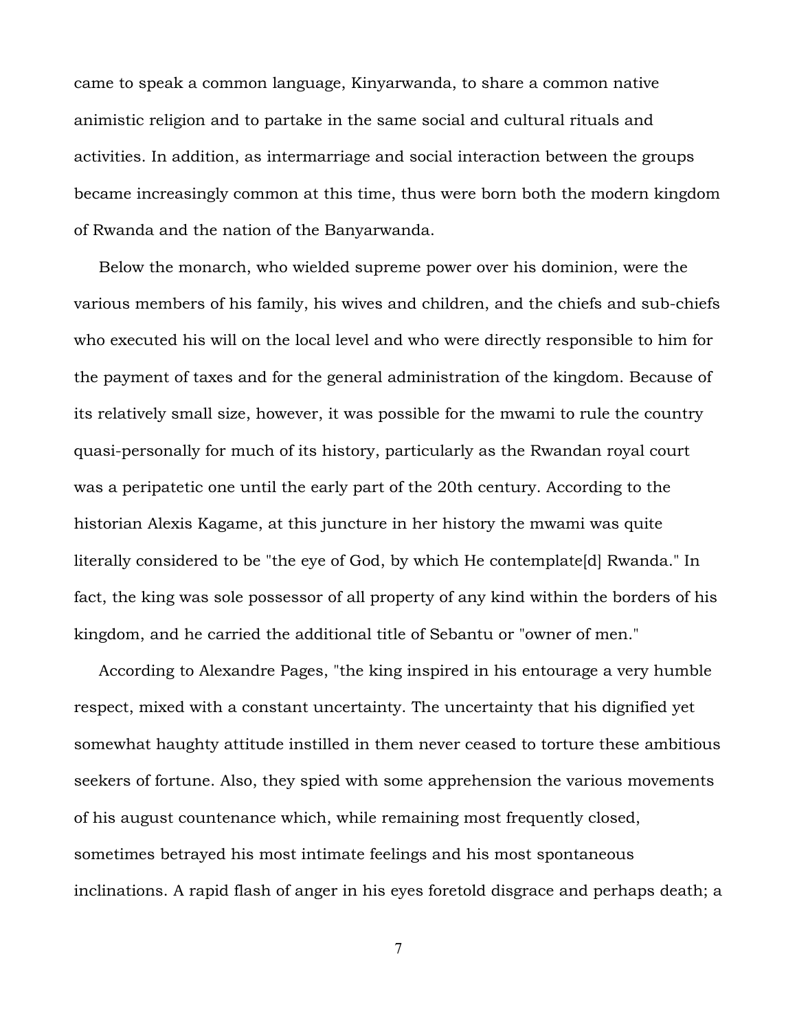came to speak a common language, Kinyarwanda, to share a common native animistic religion and to partake in the same social and cultural rituals and activities. In addition, as intermarriage and social interaction between the groups became increasingly common at this time, thus were born both the modern kingdom of Rwanda and the nation of the Banyarwanda.

Below the monarch, who wielded supreme power over his dominion, were the various members of his family, his wives and children, and the chiefs and sub-chiefs who executed his will on the local level and who were directly responsible to him for the payment of taxes and for the general administration of the kingdom. Because of its relatively small size, however, it was possible for the mwami to rule the country quasi-personally for much of its history, particularly as the Rwandan royal court was a peripatetic one until the early part of the 20th century. According to the historian Alexis Kagame, at this juncture in her history the mwami was quite literally considered to be "the eye of God, by which He contemplate[d] Rwanda." In fact, the king was sole possessor of all property of any kind within the borders of his kingdom, and he carried the additional title of Sebantu or "owner of men."

According to Alexandre Pages, "the king inspired in his entourage a very humble respect, mixed with a constant uncertainty. The uncertainty that his dignified yet somewhat haughty attitude instilled in them never ceased to torture these ambitious seekers of fortune. Also, they spied with some apprehension the various movements of his august countenance which, while remaining most frequently closed, sometimes betrayed his most intimate feelings and his most spontaneous inclinations. A rapid flash of anger in his eyes foretold disgrace and perhaps death; a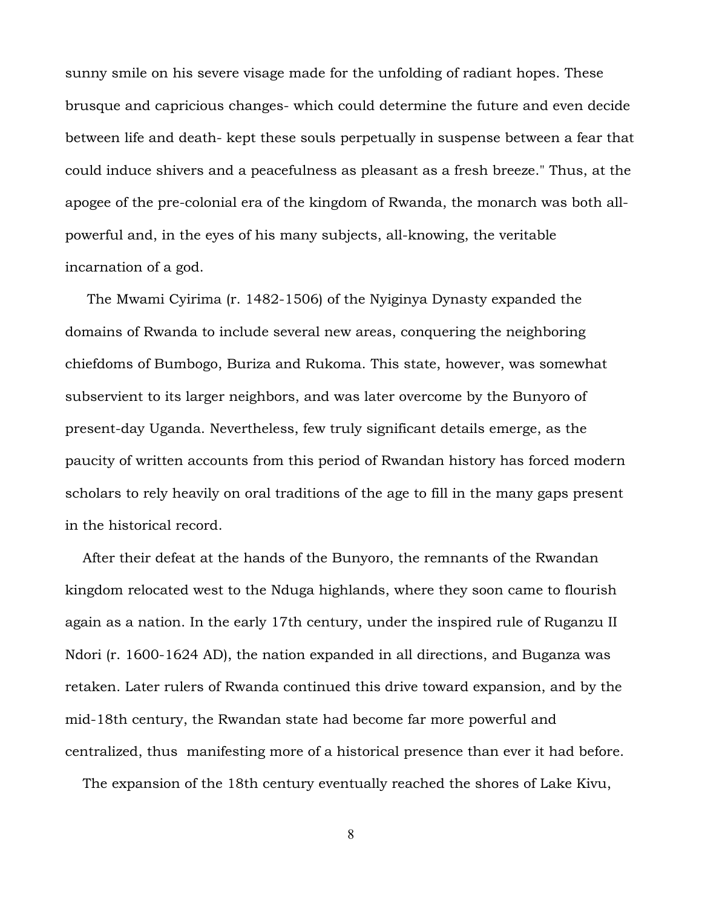sunny smile on his severe visage made for the unfolding of radiant hopes. These brusque and capricious changes- which could determine the future and even decide between life and death- kept these souls perpetually in suspense between a fear that could induce shivers and a peacefulness as pleasant as a fresh breeze." Thus, at the apogee of the pre-colonial era of the kingdom of Rwanda, the monarch was both all-powerful and, in the eyes of his many subjects, all-knowing, the veritable incarnation of a god.

The Mwami Cyirima (r. 1482-1506) of the Nyiginya Dynasty expanded the domains of Rwanda to include several new areas, conquering the neighboring chiefdoms of Bumbogo, Buriza and Rukoma. This state, however, was somewhat subservient to its larger neighbors, and was later overcome by the Bunyoro of present-day Uganda. Nevertheless, few truly significant details emerge, as the paucity of written accounts from this period of Rwandan history has forced modern scholars to rely heavily on oral traditions of the age to fill in the many gaps present in the historical record.

After their defeat at the hands of the Bunyoro, the remnants of the Rwandan kingdom relocated west to the Nduga highlands, where they soon came to flourish again as a nation. In the early 17th century, under the inspired rule of Ruganzu II Ndori (r. 1600-1624 AD), the nation expanded in all directions, and Buganza was retaken. Later rulers of Rwanda continued this drive toward expansion, and by the mid-18th century, the Rwandan state had become far more powerful and centralized, thus manifesting more of a historical presence than ever it had before.

The expansion of the 18th century eventually reached the shores of Lake Kivu,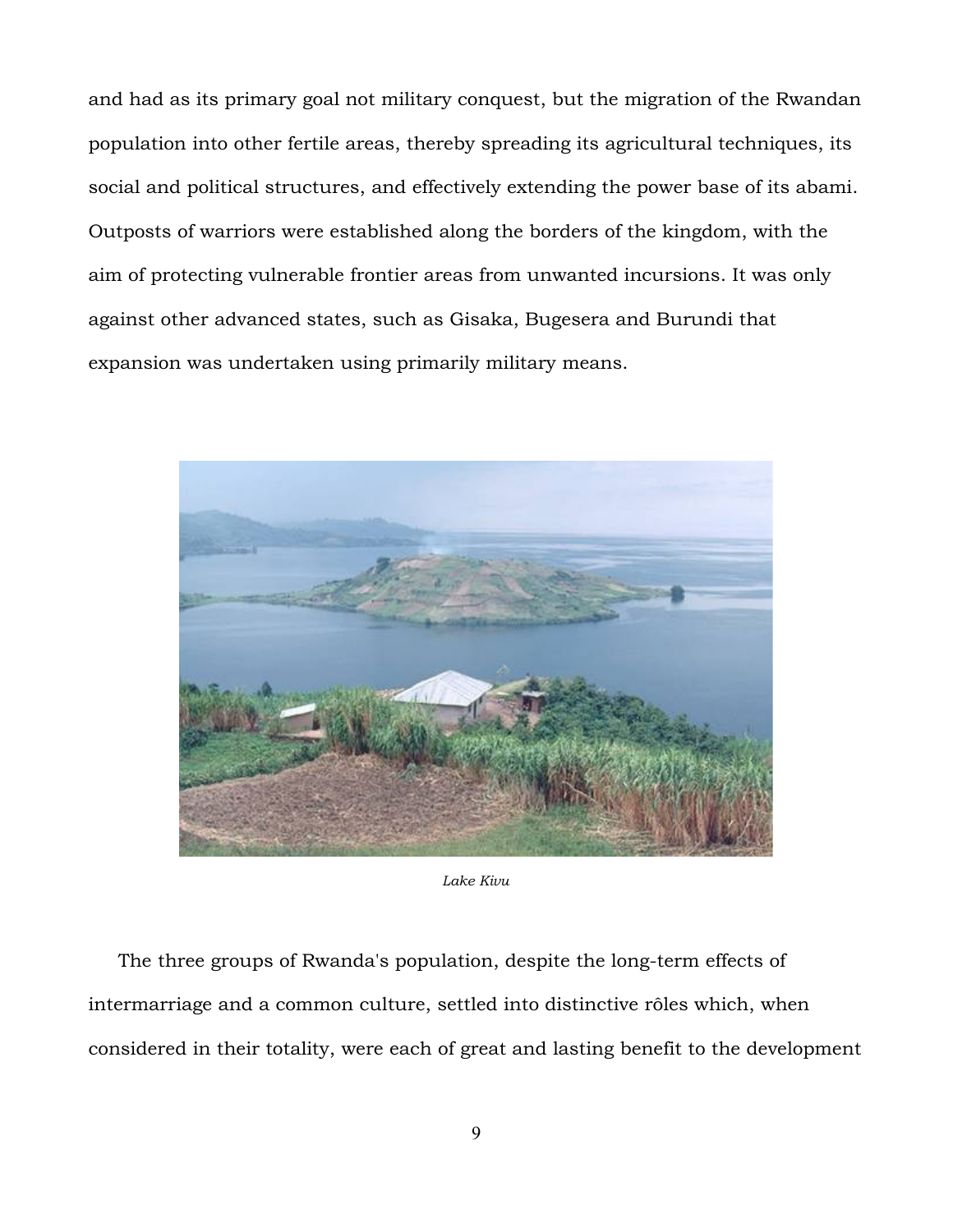and had as its primary goal not military conquest, but the migration of the Rwandan population into other fertile areas, thereby spreading its agricultural techniques, its social and political structures, and effectively extending the power base of its abami. Outposts of warriors were established along the borders of the kingdom, with the aim of protecting vulnerable frontier areas from unwanted incursions. It was only against other advanced states, such as Gisaka, Bugesera and Burundi that expansion was undertaken using primarily military means.

*Lake Kivu*

The three groups of Rwanda's population, despite the long-term effects of intermarriage and a common culture, settled into distinctive rôles which, when considered in their totality, were each of great and lasting benefit to the development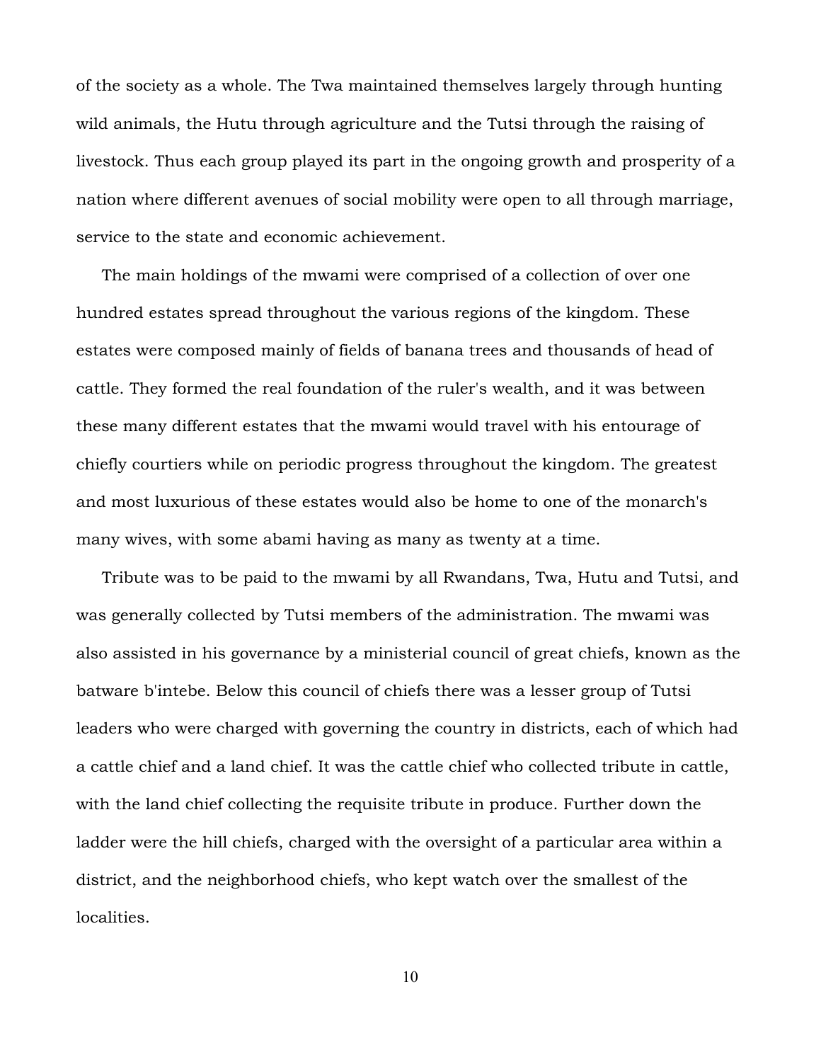of the society as a whole. The Twa maintained themselves largely through hunting wild animals, the Hutu through agriculture and the Tutsi through the raising of livestock. Thus each group played its part in the ongoing growth and prosperity of a nation where different avenues of social mobility were open to all through marriage, service to the state and economic achievement.

The main holdings of the mwami were comprised of a collection of over one hundred estates spread throughout the various regions of the kingdom. These estates were composed mainly of fields of banana trees and thousands of head of cattle. They formed the real foundation of the ruler's wealth, and it was between these many different estates that the mwami would travel with his entourage of chiefly courtiers while on periodic progress throughout the kingdom. The greatest and most luxurious of these estates would also be home to one of the monarch's many wives, with some abami having as many as twenty at a time.

Tribute was to be paid to the mwami by all Rwandans, Twa, Hutu and Tutsi, and was generally collected by Tutsi members of the administration. The mwami was also assisted in his governance by a ministerial council of great chiefs, known as the batware b'intebe. Below this council of chiefs there was a lesser group of Tutsi leaders who were charged with governing the country in districts, each of which had a cattle chief and a land chief. It was the cattle chief who collected tribute in cattle, with the land chief collecting the requisite tribute in produce. Further down the ladder were the hill chiefs, charged with the oversight of a particular area within a district, and the neighborhood chiefs, who kept watch over the smallest of the localities.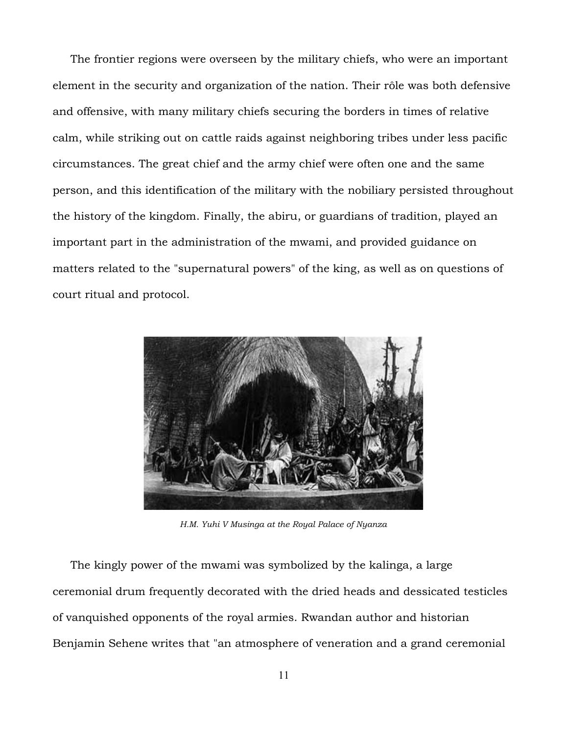The frontier regions were overseen by the military chiefs, who were an important element in the security and organization of the nation. Their rôle was both defensive and offensive, with many military chiefs securing the borders in times of relative calm, while striking out on cattle raids against neighboring tribes under less pacific circumstances. The great chief and the army chief were often one and the same person, and this identification of the military with the nobiliary persisted throughout the history of the kingdom. Finally, the abiru, or guardians of tradition, played an important part in the administration of the mwami, and provided guidance on matters related to the "supernatural powers" of the king, as well as on questions of court ritual and protocol.

*H.M. Yuhi V Musinga at the Royal Palace of Nyanza*

The kingly power of the mwami was symbolized by the kalinga, a large ceremonial drum frequently decorated with the dried heads and dessicated testicles of vanquished opponents of the royal armies. Rwandan author and historian Benjamin Sehene writes that "an atmosphere of veneration and a grand ceremonial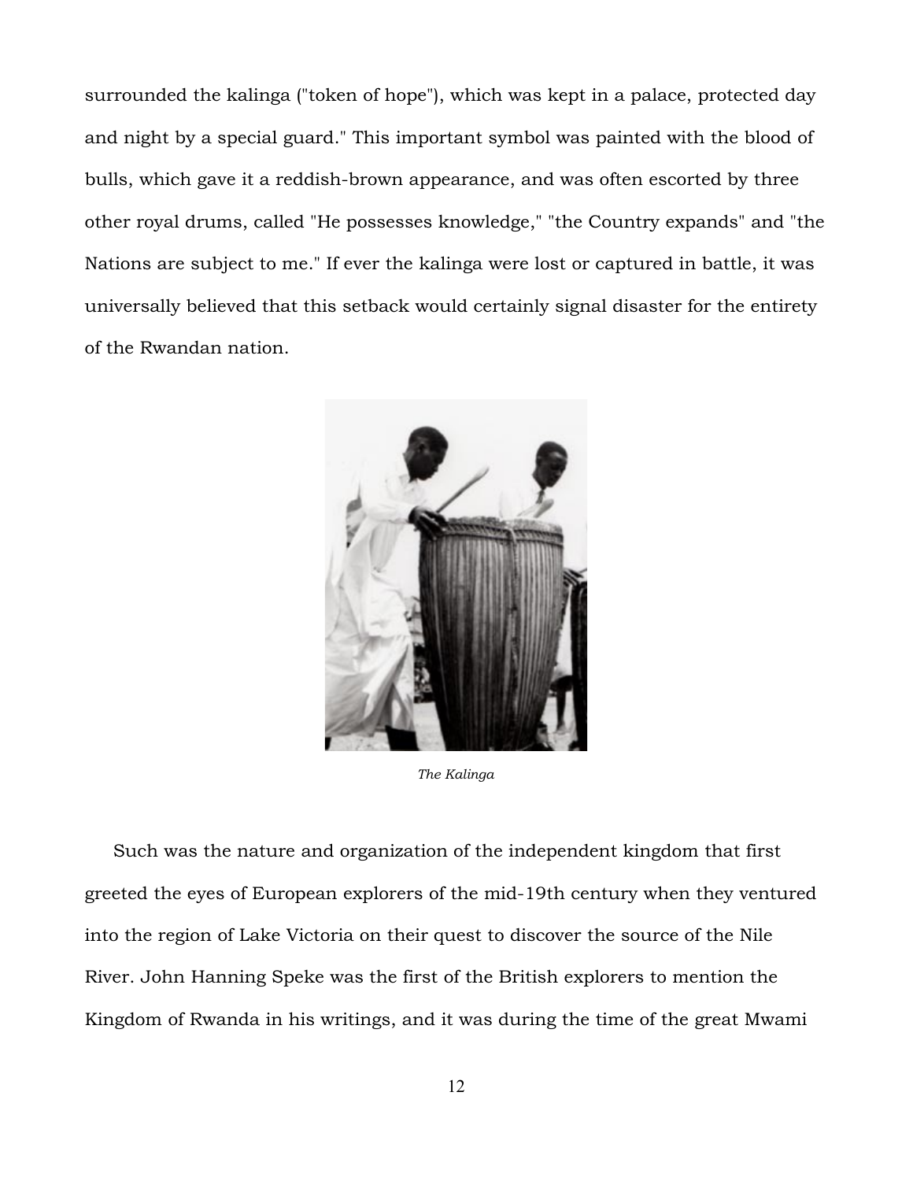surrounded the kalinga ("token of hope"), which was kept in a palace, protected day and night by a special guard." This important symbol was painted with the blood of bulls, which gave it a reddish-brown appearance, and was often escorted by three other royal drums, called "He possesses knowledge," "the Country expands" and "the Nations are subject to me." If ever the kalinga were lost or captured in battle, it was universally believed that this setback would certainly signal disaster for the entirety of the Rwandan nation.

*The Kalinga*

Such was the nature and organization of the independent kingdom that first greeted the eyes of European explorers of the mid-19th century when they ventured into the region of Lake Victoria on their quest to discover the source of the Nile River. John Hanning Speke was the first of the British explorers to mention the Kingdom of Rwanda in his writings, and it was during the time of the great Mwami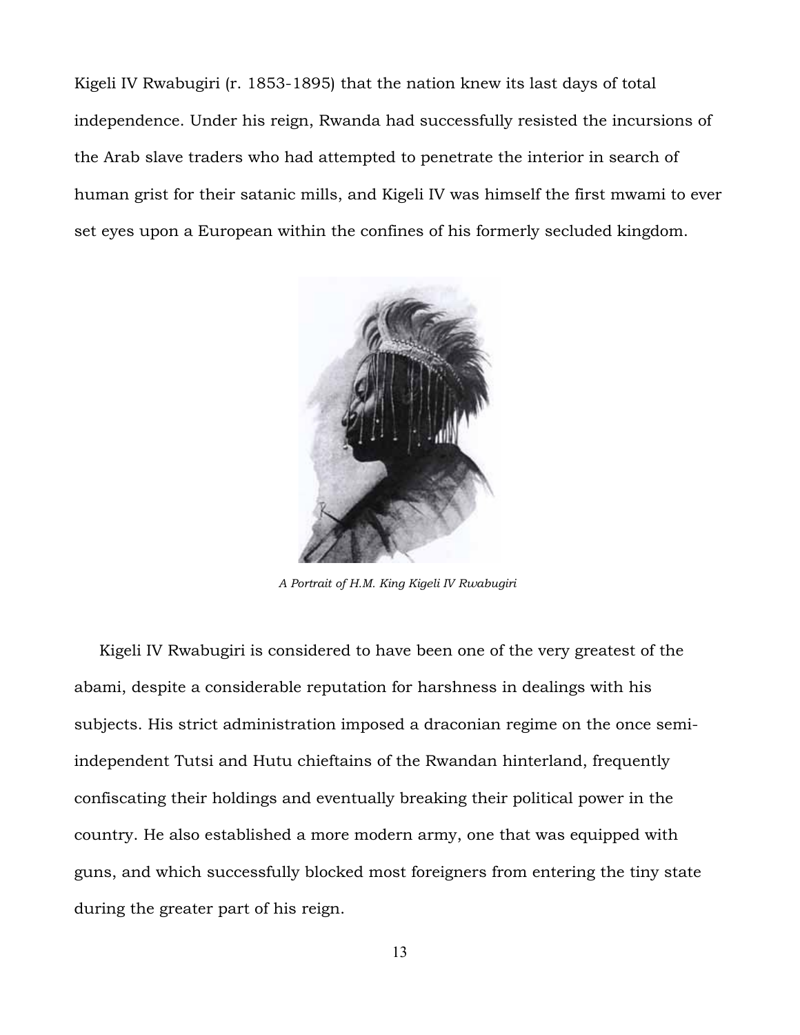Kigeli IV Rwabugiri (r. 1853-1895) that the nation knew its last days of total independence. Under his reign, Rwanda had successfully resisted the incursions of the Arab slave traders who had attempted to penetrate the interior in search of human grist for their satanic mills, and Kigeli IV was himself the first mwami to ever set eyes upon a European within the confines of his formerly secluded kingdom.

*A Portrait of H.M. King Kigeli IV Rwabugiri*

Kigeli IV Rwabugiri is considered to have been one of the very greatest of the abami, despite a considerable reputation for harshness in dealings with his subjects. His strict administration imposed a draconian regime on the once semi-independent Tutsi and Hutu chieftains of the Rwandan hinterland, frequently confiscating their holdings and eventually breaking their political power in the country. He also established a more modern army, one that was equipped with guns, and which successfully blocked most foreigners from entering the tiny state during the greater part of his reign.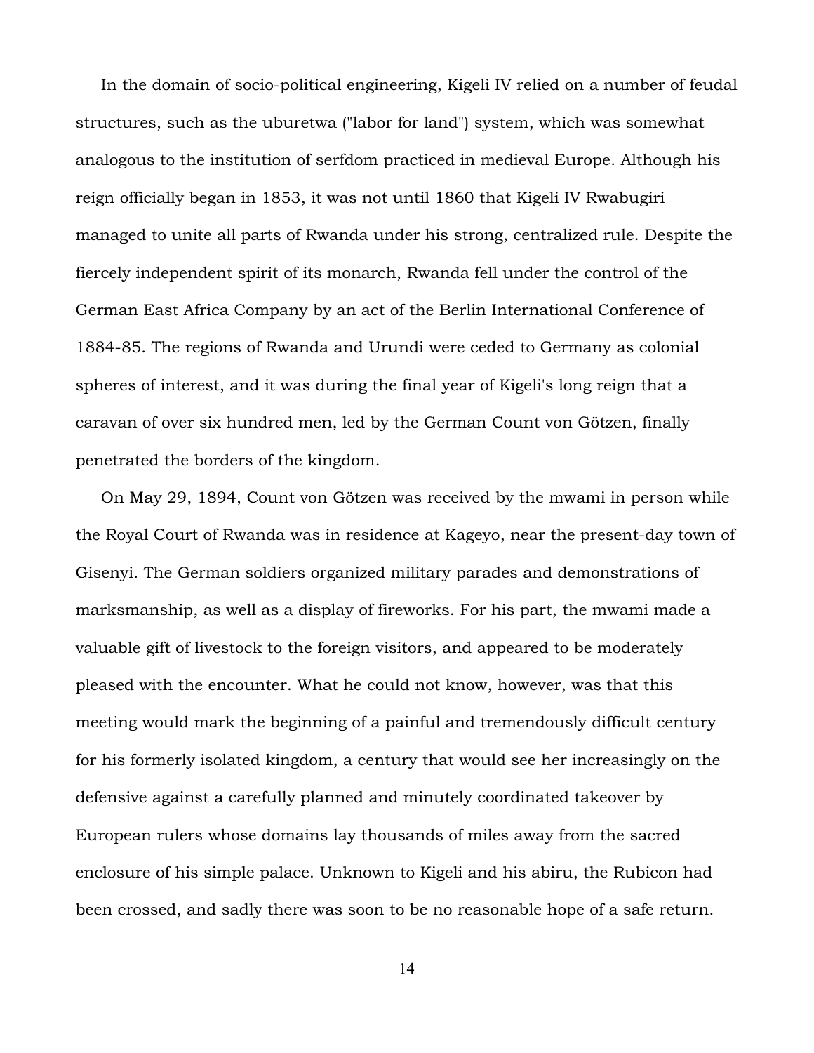In the domain of socio-political engineering, Kigeli IV relied on a number of feudal structures, such as the uburetwa ("labor for land") system, which was somewhat analogous to the institution of serfdom practiced in medieval Europe. Although his reign officially began in 1853, it was not until 1860 that Kigeli IV Rwabugiri managed to unite all parts of Rwanda under his strong, centralized rule. Despite the fiercely independent spirit of its monarch, Rwanda fell under the control of the German East Africa Company by an act of the Berlin International Conference of 1884-85. The regions of Rwanda and Urundi were ceded to Germany as colonial spheres of interest, and it was during the final year of Kigeli's long reign that a caravan of over six hundred men, led by the German Count von Götzen, finally penetrated the borders of the kingdom.

On May 29, 1894, Count von Götzen was received by the mwami in person while the Royal Court of Rwanda was in residence at Kageyo, near the present-day town of Gisenyi. The German soldiers organized military parades and demonstrations of marksmanship, as well as a display of fireworks. For his part, the mwami made a valuable gift of livestock to the foreign visitors, and appeared to be moderately pleased with the encounter. What he could not know, however, was that this meeting would mark the beginning of a painful and tremendously difficult century for his formerly isolated kingdom, a century that would see her increasingly on the defensive against a carefully planned and minutely coordinated takeover by European rulers whose domains lay thousands of miles away from the sacred enclosure of his simple palace. Unknown to Kigeli and his abiru, the Rubicon had been crossed, and sadly there was soon to be no reasonable hope of a safe return.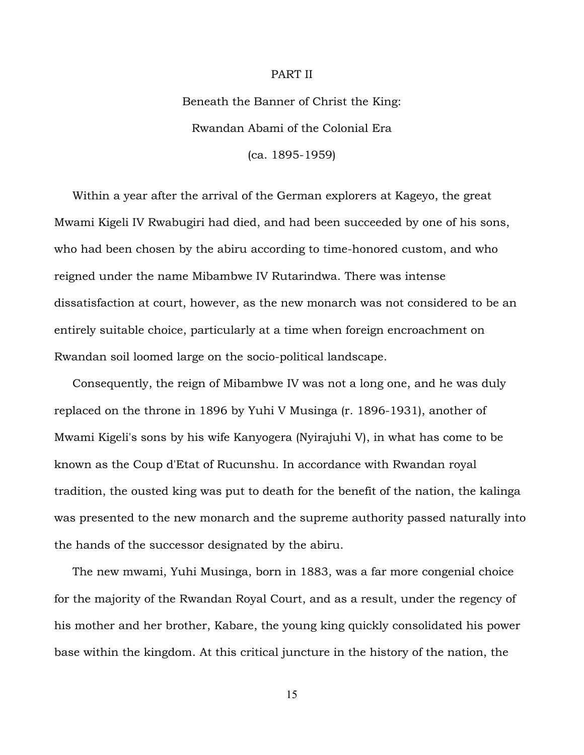# PART II

## Beneath the Banner of Christ the King: Rwandan Abami of the Colonial Era (ca. 1895-1959)

Within a year after the arrival of the German explorers at Kageyo, the great Mwami Kigeli IV Rwabugiri had died, and had been succeeded by one of his sons, who had been chosen by the abiru according to time-honored custom, and who reigned under the name Mibambwe IV Rutarindwa. There was intense dissatisfaction at court, however, as the new monarch was not considered to be an entirely suitable choice, particularly at a time when foreign encroachment on Rwandan soil loomed large on the socio-political landscape.

Consequently, the reign of Mibambwe IV was not a long one, and he was duly replaced on the throne in 1896 by Yuhi V Musinga (r. 1896-1931), another of Mwami Kigeli's sons by his wife Kanyogera (Nyirajuhi V), in what has come to be known as the Coup d'Etat of Rucunshu. In accordance with Rwandan royal tradition, the ousted king was put to death for the benefit of the nation, the kalinga was presented to the new monarch and the supreme authority passed naturally into the hands of the successor designated by the abiru.

The new mwami, Yuhi Musinga, born in 1883, was a far more congenial choice for the majority of the Rwandan Royal Court, and as a result, under the regency of his mother and her brother, Kabare, the young king quickly consolidated his power base within the kingdom. At this critical juncture in the history of the nation, the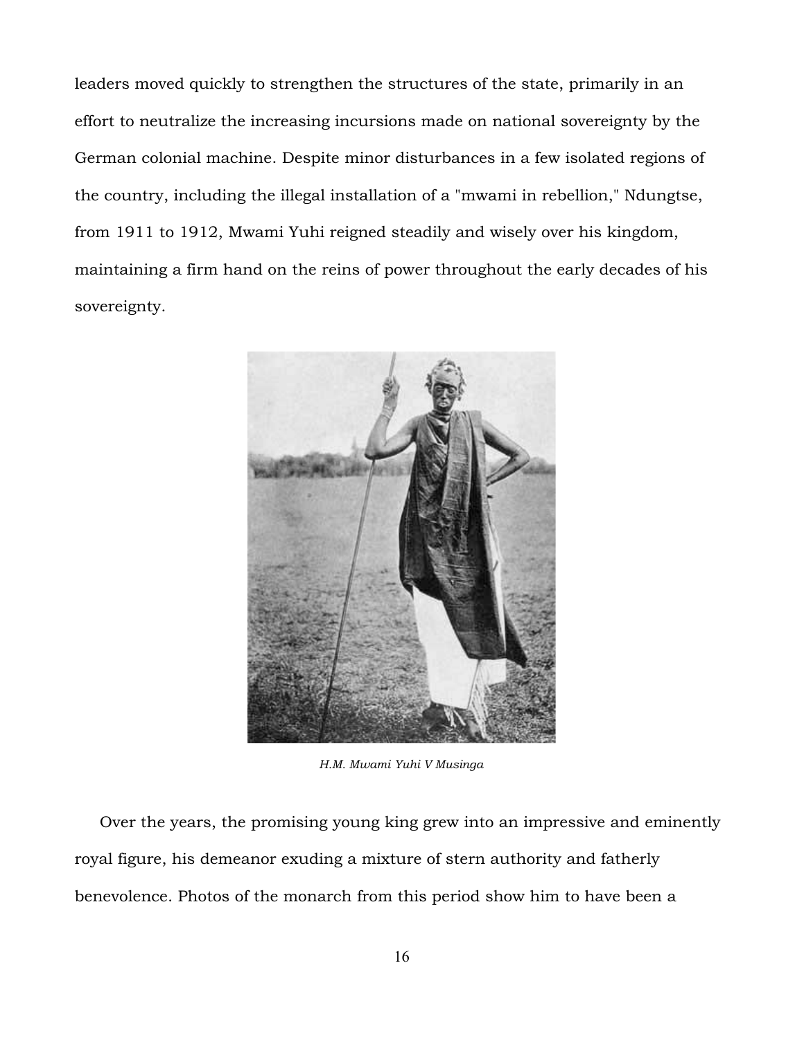leaders moved quickly to strengthen the structures of the state, primarily in an effort to neutralize the increasing incursions made on national sovereignty by the German colonial machine. Despite minor disturbances in a few isolated regions of the country, including the illegal installation of a "mwami in rebellion," Ndungtse, from 1911 to 1912, Mwami Yuhi reigned steadily and wisely over his kingdom, maintaining a firm hand on the reins of power throughout the early decades of his sovereignty.

*H.M. Mwami Yuhi V Musinga*

Over the years, the promising young king grew into an impressive and eminently royal figure, his demeanor exuding a mixture of stern authority and fatherly benevolence. Photos of the monarch from this period show him to have been a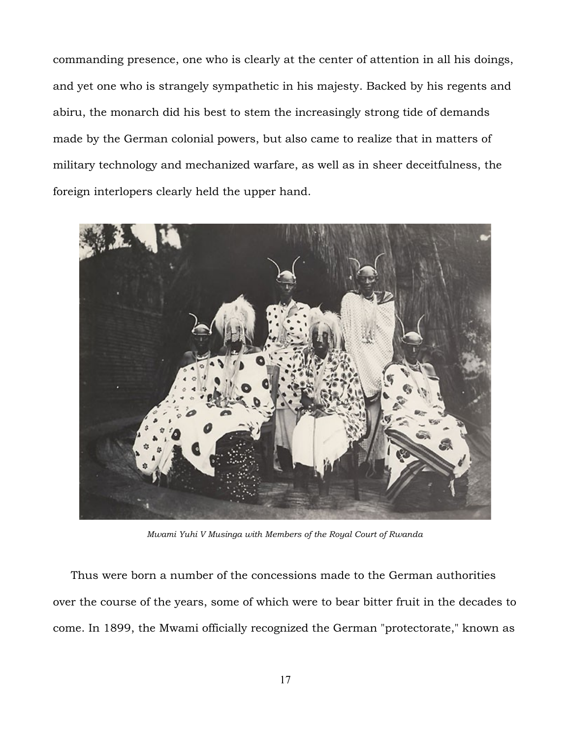commanding presence, one who is clearly at the center of attention in all his doings, and yet one who is strangely sympathetic in his majesty. Backed by his regents and abiru, the monarch did his best to stem the increasingly strong tide of demands made by the German colonial powers, but also came to realize that in matters of military technology and mechanized warfare, as well as in sheer deceitfulness, the foreign interlopers clearly held the upper hand.

*Mwami Yuhi V Musinga with Members of the Royal Court of Rwanda*

Thus were born a number of the concessions made to the German authorities over the course of the years, some of which were to bear bitter fruit in the decades to come. In 1899, the Mwami officially recognized the German "protectorate," known as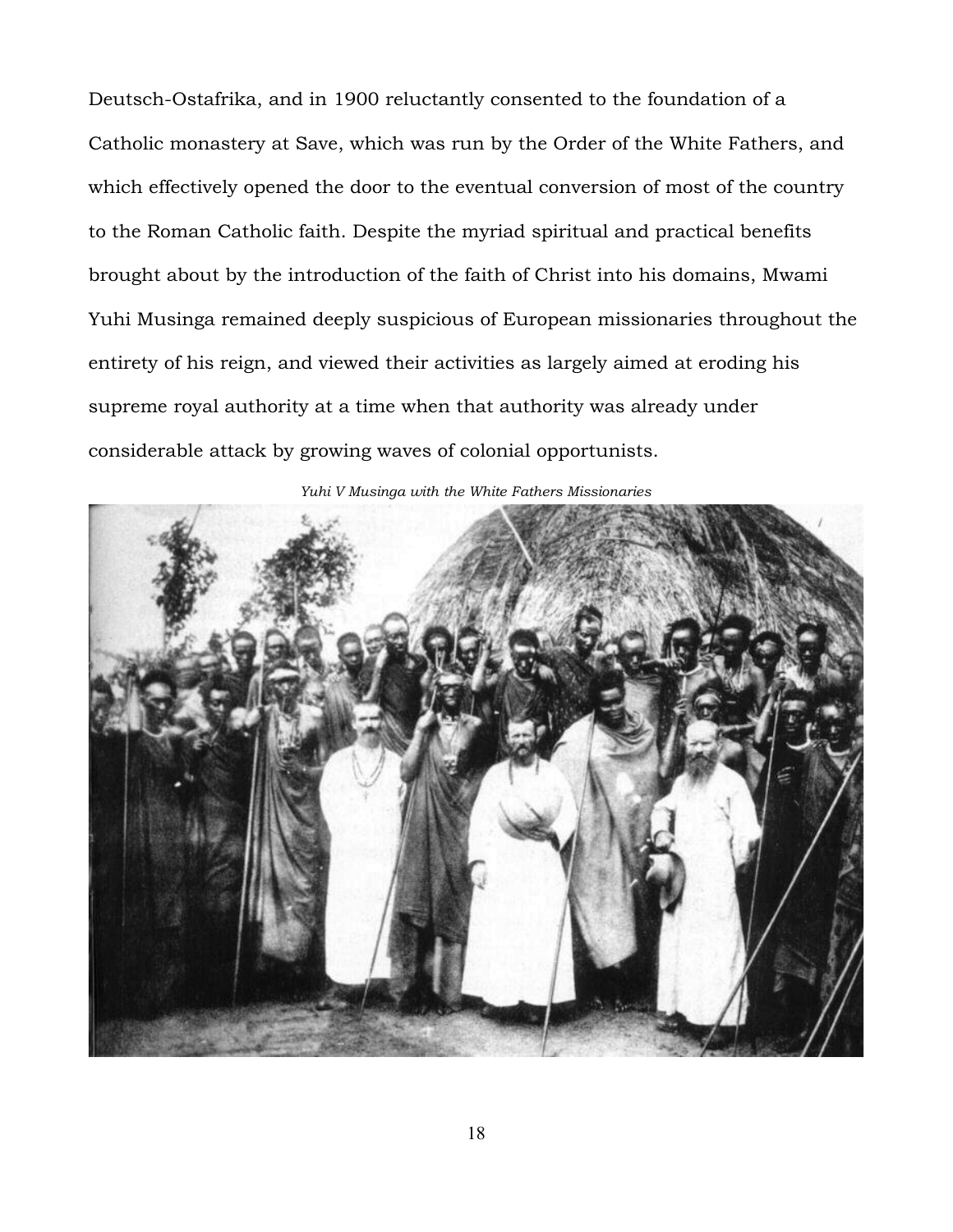Deutsch-Ostafrika, and in 1900 reluctantly consented to the foundation of a Catholic monastery at Save, which was run by the Order of the White Fathers, and which effectively opened the door to the eventual conversion of most of the country to the Roman Catholic faith. Despite the myriad spiritual and practical benefits brought about by the introduction of the faith of Christ into his domains, Mwami Yuhi Musinga remained deeply suspicious of European missionaries throughout the entirety of his reign, and viewed their activities as largely aimed at eroding his supreme royal authority at a time when that authority was already under considerable attack by growing waves of colonial opportunists.

*Yuhi V Musinga with the White Fathers Missionaries*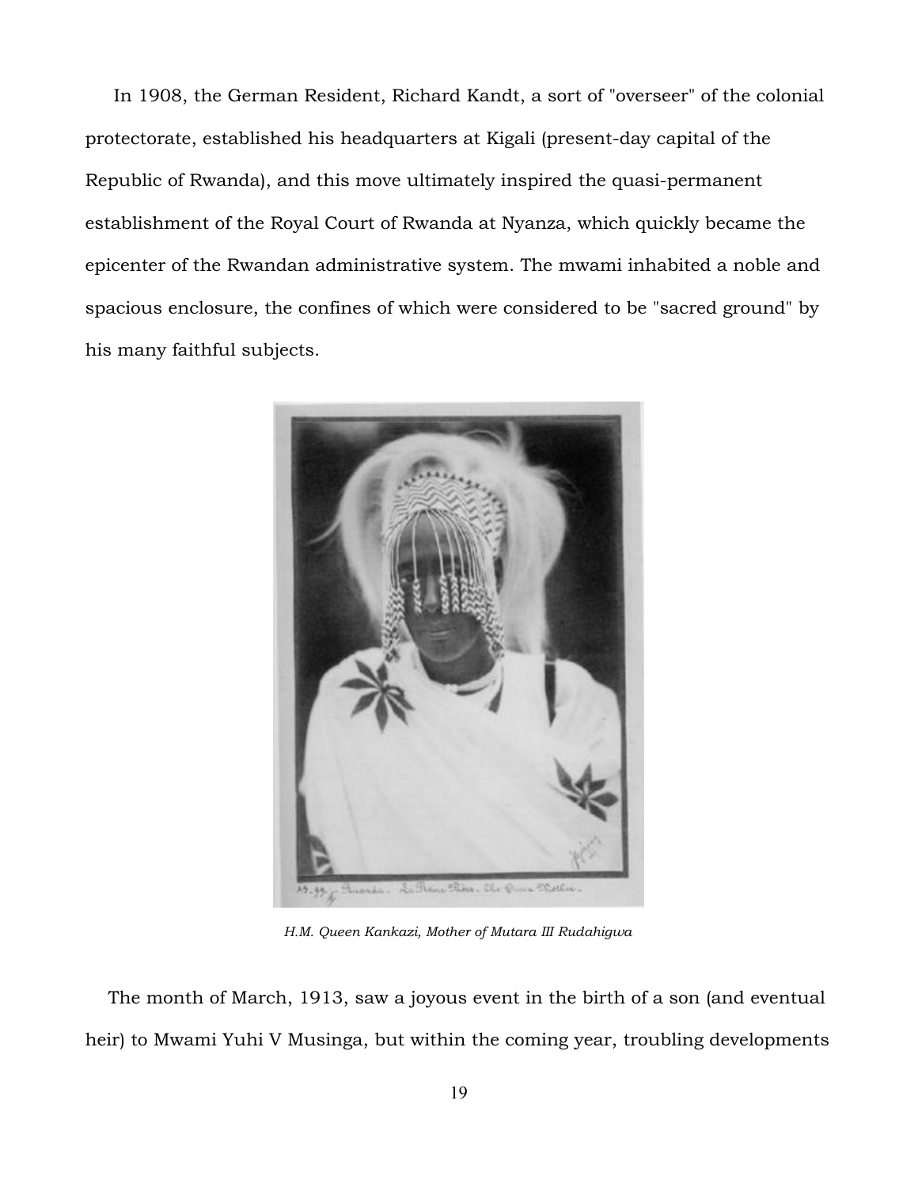In 1908, the German Resident, Richard Kandt, a sort of "overseer" of the colonial protectorate, established his headquarters at Kigali (present-day capital of the Republic of Rwanda), and this move ultimately inspired the quasi-permanent establishment of the Royal Court of Rwanda at Nyanza, which quickly became the epicenter of the Rwandan administrative system. The mwami inhabited a noble and spacious enclosure, the confines of which were considered to be "sacred ground" by his many faithful subjects.

*H.M. Queen Kankazi, Mother of Mutara III Rudahigwa*

The month of March, 1913, saw a joyous event in the birth of a son (and eventual heir) to Mwami Yuhi V Musinga, but within the coming year, troubling developments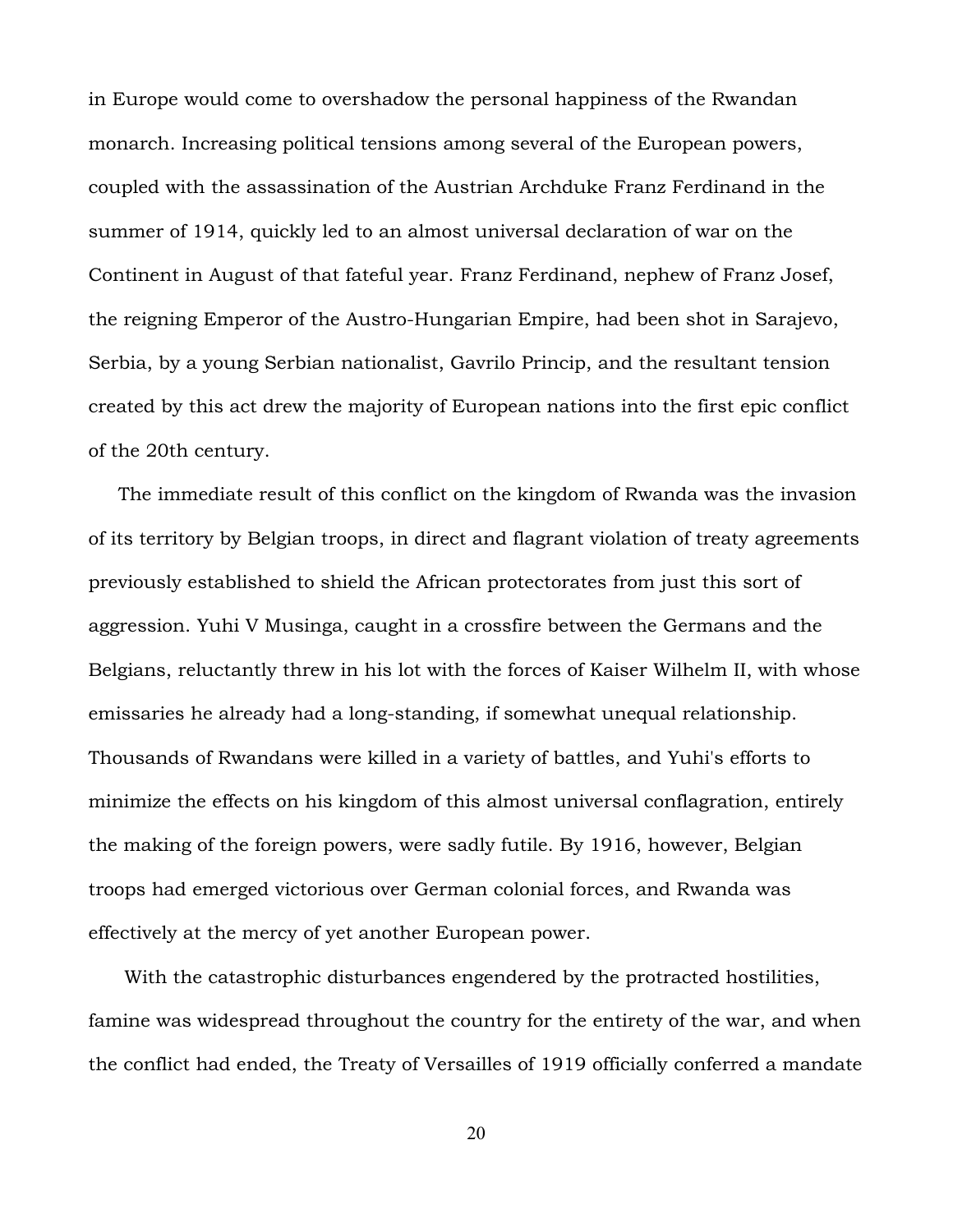in Europe would come to overshadow the personal happiness of the Rwandan monarch. Increasing political tensions among several of the European powers, coupled with the assassination of the Austrian Archduke Franz Ferdinand in the summer of 1914, quickly led to an almost universal declaration of war on the Continent in August of that fateful year. Franz Ferdinand, nephew of Franz Josef, the reigning Emperor of the Austro-Hungarian Empire, had been shot in Sarajevo, Serbia, by a young Serbian nationalist, Gavrilo Princip, and the resultant tension created by this act drew the majority of European nations into the first epic conflict of the 20th century.

The immediate result of this conflict on the kingdom of Rwanda was the invasion of its territory by Belgian troops, in direct and flagrant violation of treaty agreements previously established to shield the African protectorates from just this sort of aggression. Yuhi V Musinga, caught in a crossfire between the Germans and the Belgians, reluctantly threw in his lot with the forces of Kaiser Wilhelm II, with whose emissaries he already had a long-standing, if somewhat unequal relationship. Thousands of Rwandans were killed in a variety of battles, and Yuhi's efforts to minimize the effects on his kingdom of this almost universal conflagration, entirely the making of the foreign powers, were sadly futile. By 1916, however, Belgian troops had emerged victorious over German colonial forces, and Rwanda was effectively at the mercy of yet another European power.

With the catastrophic disturbances engendered by the protracted hostilities, famine was widespread throughout the country for the entirety of the war, and when the conflict had ended, the Treaty of Versailles of 1919 officially conferred a mandate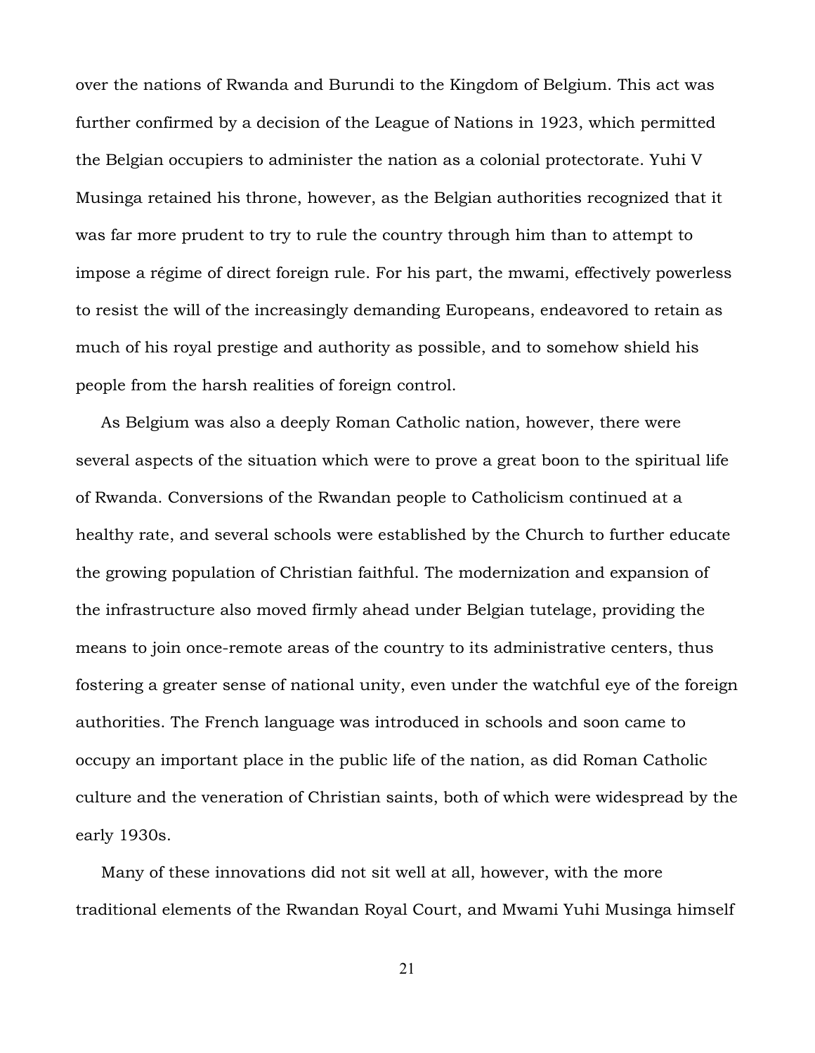over the nations of Rwanda and Burundi to the Kingdom of Belgium. This act was further confirmed by a decision of the League of Nations in 1923, which permitted the Belgian occupiers to administer the nation as a colonial protectorate. Yuhi V Musinga retained his throne, however, as the Belgian authorities recognized that it was far more prudent to try to rule the country through him than to attempt to impose a régime of direct foreign rule. For his part, the mwami, effectively powerless to resist the will of the increasingly demanding Europeans, endeavored to retain as much of his royal prestige and authority as possible, and to somehow shield his people from the harsh realities of foreign control.

As Belgium was also a deeply Roman Catholic nation, however, there were several aspects of the situation which were to prove a great boon to the spiritual life of Rwanda. Conversions of the Rwandan people to Catholicism continued at a healthy rate, and several schools were established by the Church to further educate the growing population of Christian faithful. The modernization and expansion of the infrastructure also moved firmly ahead under Belgian tutelage, providing the means to join once-remote areas of the country to its administrative centers, thus fostering a greater sense of national unity, even under the watchful eye of the foreign authorities. The French language was introduced in schools and soon came to occupy an important place in the public life of the nation, as did Roman Catholic culture and the veneration of Christian saints, both of which were widespread by the early 1930s.

Many of these innovations did not sit well at all, however, with the more traditional elements of the Rwandan Royal Court, and Mwami Yuhi Musinga himself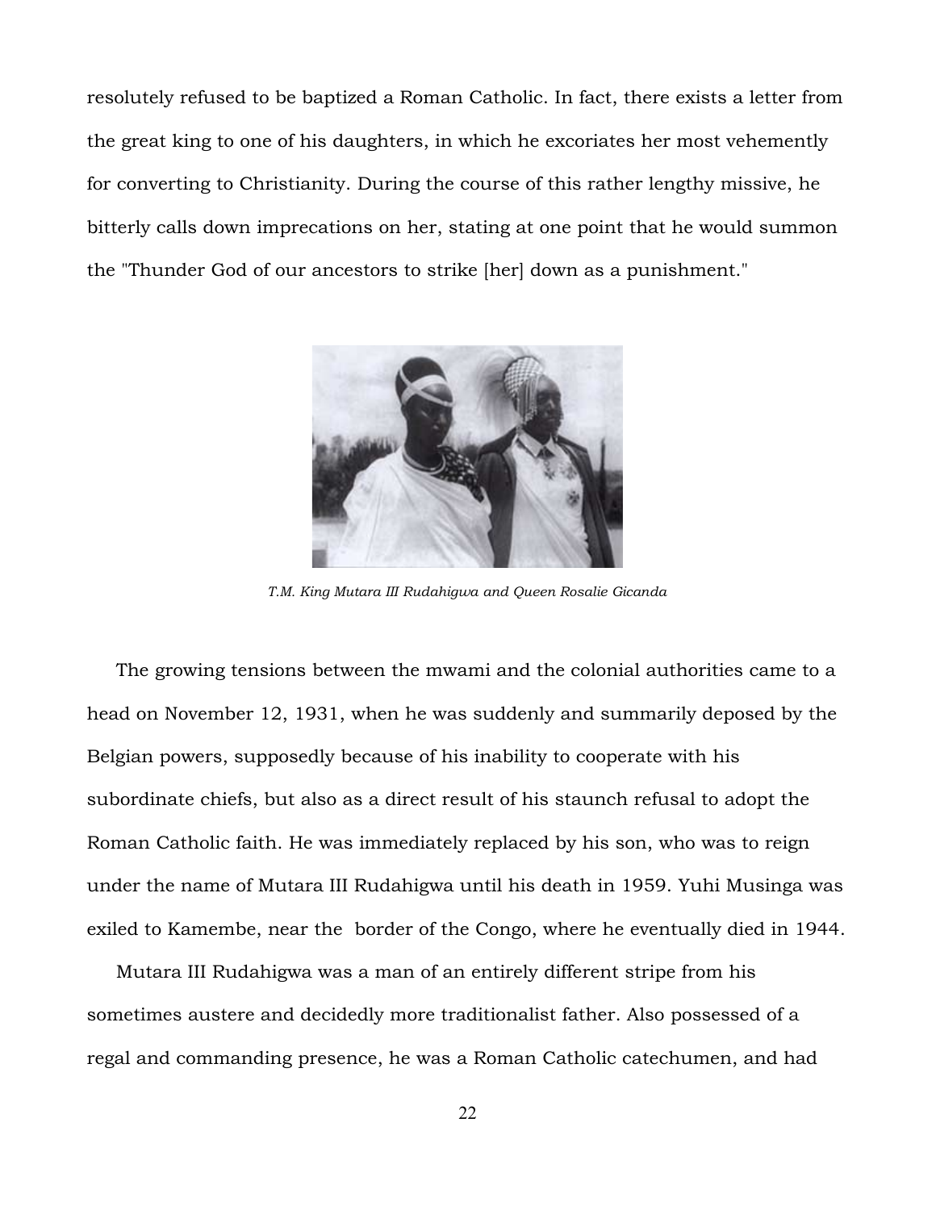resolutely refused to be baptized a Roman Catholic. In fact, there exists a letter from the great king to one of his daughters, in which he excoriates her most vehemently for converting to Christianity. During the course of this rather lengthy missive, he bitterly calls down imprecations on her, stating at one point that he would summon the "Thunder God of our ancestors to strike [her] down as a punishment."

*T.M. King Mutara III Rudahigwa and Queen Rosalie Gicanda*

The growing tensions between the mwami and the colonial authorities came to a head on November 12, 1931, when he was suddenly and summarily deposed by the Belgian powers, supposedly because of his inability to cooperate with his subordinate chiefs, but also as a direct result of his staunch refusal to adopt the Roman Catholic faith. He was immediately replaced by his son, who was to reign under the name of Mutara III Rudahigwa until his death in 1959. Yuhi Musinga was exiled to Kamembe, near the border of the Congo, where he eventually died in 1944.

Mutara III Rudahigwa was a man of an entirely different stripe from his sometimes austere and decidedly more traditionalist father. Also possessed of a regal and commanding presence, he was a Roman Catholic catechumen, and had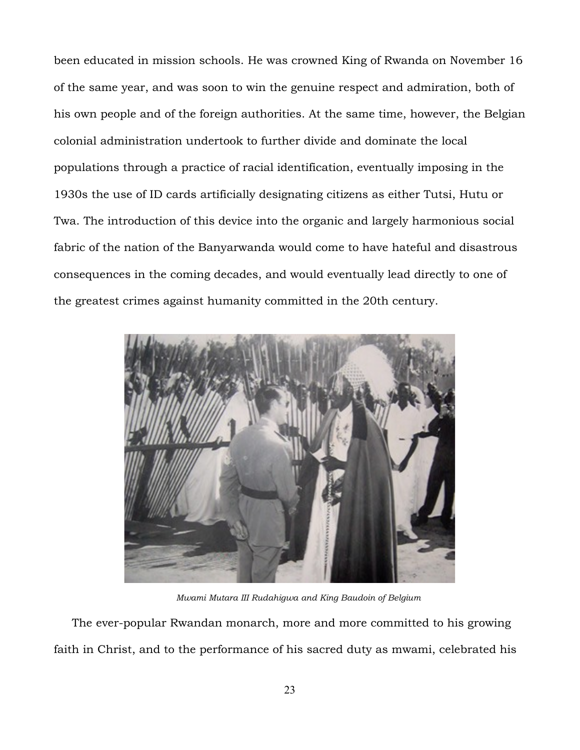been educated in mission schools. He was crowned King of Rwanda on November 16 of the same year, and was soon to win the genuine respect and admiration, both of his own people and of the foreign authorities. At the same time, however, the Belgian colonial administration undertook to further divide and dominate the local populations through a practice of racial identification, eventually imposing in the 1930s the use of ID cards artificially designating citizens as either Tutsi, Hutu or Twa. The introduction of this device into the organic and largely harmonious social fabric of the nation of the Banyarwanda would come to have hateful and disastrous consequences in the coming decades, and would eventually lead directly to one of the greatest crimes against humanity committed in the 20th century.

*Mwami Mutara III Rudahigwa and King Baudoin of Belgium*

The ever-popular Rwandan monarch, more and more committed to his growing faith in Christ, and to the performance of his sacred duty as mwami, celebrated his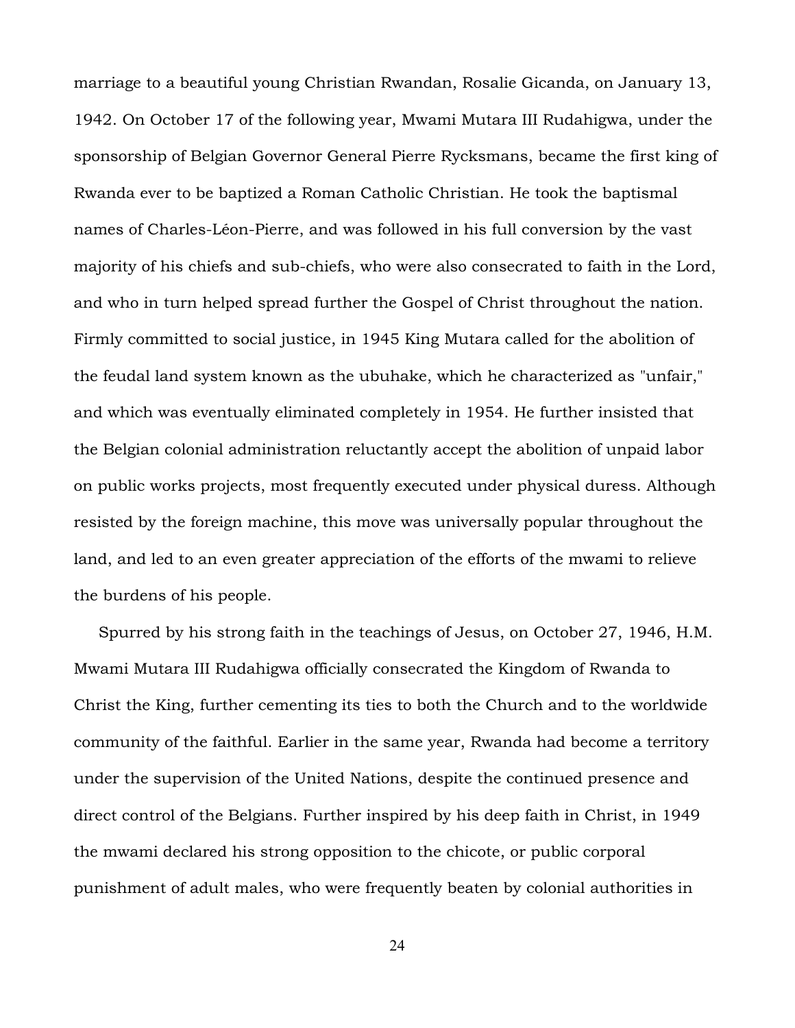marriage to a beautiful young Christian Rwandan, Rosalie Gicanda, on January 13, 1942. On October 17 of the following year, Mwami Mutara III Rudahigwa, under the sponsorship of Belgian Governor General Pierre Rycksmans, became the first king of Rwanda ever to be baptized a Roman Catholic Christian. He took the baptismal names of Charles-Léon-Pierre, and was followed in his full conversion by the vast majority of his chiefs and sub-chiefs, who were also consecrated to faith in the Lord, and who in turn helped spread further the Gospel of Christ throughout the nation. Firmly committed to social justice, in 1945 King Mutara called for the abolition of the feudal land system known as the ubuhake, which he characterized as "unfair," and which was eventually eliminated completely in 1954. He further insisted that the Belgian colonial administration reluctantly accept the abolition of unpaid labor on public works projects, most frequently executed under physical duress. Although resisted by the foreign machine, this move was universally popular throughout the land, and led to an even greater appreciation of the efforts of the mwami to relieve the burdens of his people.

Spurred by his strong faith in the teachings of Jesus, on October 27, 1946, H.M. Mwami Mutara III Rudahigwa officially consecrated the Kingdom of Rwanda to Christ the King, further cementing its ties to both the Church and to the worldwide community of the faithful. Earlier in the same year, Rwanda had become a territory under the supervision of the United Nations, despite the continued presence and direct control of the Belgians. Further inspired by his deep faith in Christ, in 1949 the mwami declared his strong opposition to the chicote, or public corporal punishment of adult males, who were frequently beaten by colonial authorities in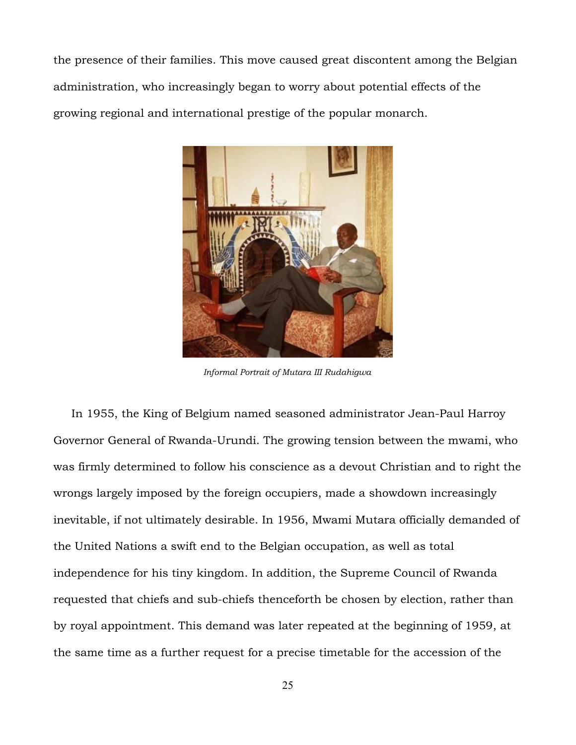the presence of their families. This move caused great discontent among the Belgian administration, who increasingly began to worry about potential effects of the growing regional and international prestige of the popular monarch.

*Informal Portrait of Mutara III Rudahigwa*

In 1955, the King of Belgium named seasoned administrator Jean-Paul Harroy Governor General of Rwanda-Urundi. The growing tension between the mwami, who was firmly determined to follow his conscience as a devout Christian and to right the wrongs largely imposed by the foreign occupiers, made a showdown increasingly inevitable, if not ultimately desirable. In 1956, Mwami Mutara officially demanded of the United Nations a swift end to the Belgian occupation, as well as total independence for his tiny kingdom. In addition, the Supreme Council of Rwanda requested that chiefs and sub-chiefs thenceforth be chosen by election, rather than by royal appointment. This demand was later repeated at the beginning of 1959, at the same time as a further request for a precise timetable for the accession of the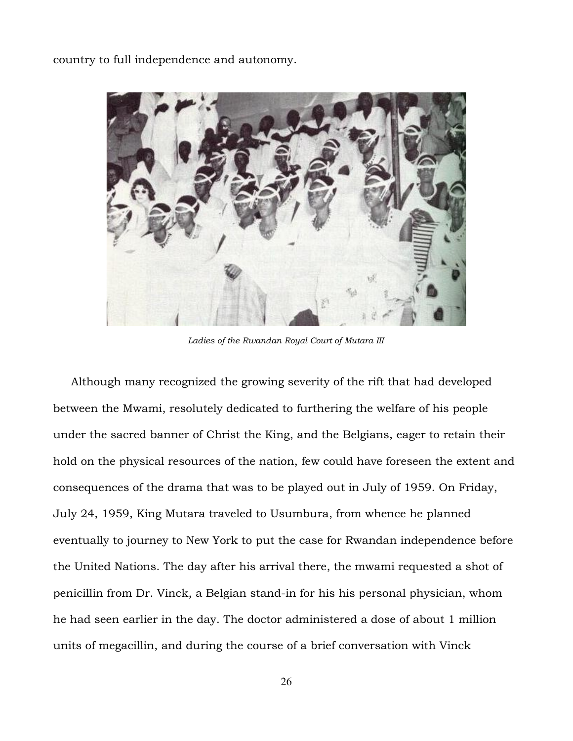country to full independence and autonomy.

*Ladies of the Rwandan Royal Court of Mutara III*

Although many recognized the growing severity of the rift that had developed between the Mwami, resolutely dedicated to furthering the welfare of his people under the sacred banner of Christ the King, and the Belgians, eager to retain their hold on the physical resources of the nation, few could have foreseen the extent and consequences of the drama that was to be played out in July of 1959. On Friday, July 24, 1959, King Mutara traveled to Usumbura, from whence he planned eventually to journey to New York to put the case for Rwandan independence before the United Nations. The day after his arrival there, the mwami requested a shot of penicillin from Dr. Vinck, a Belgian stand-in for his his personal physician, whom he had seen earlier in the day. The doctor administered a dose of about 1 million units of megacillin, and during the course of a brief conversation with Vinck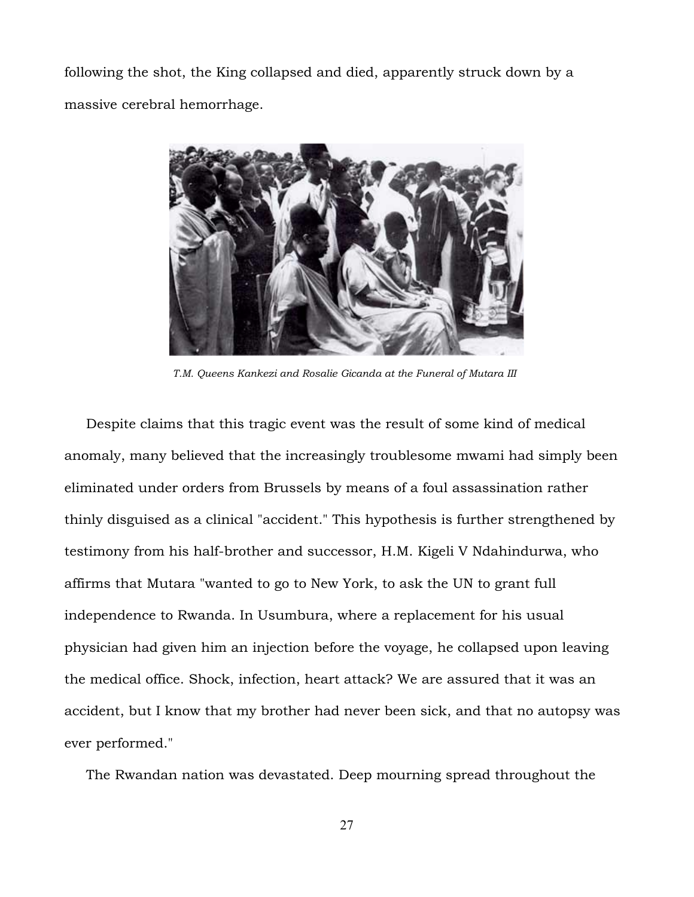following the shot, the King collapsed and died, apparently struck down by a massive cerebral hemorrhage.

*T.M. Queens Kankezi and Rosalie Gicanda at the Funeral of Mutara III*

Despite claims that this tragic event was the result of some kind of medical anomaly, many believed that the increasingly troublesome mwami had simply been eliminated under orders from Brussels by means of a foul assassination rather thinly disguised as a clinical "accident." This hypothesis is further strengthened by testimony from his half-brother and successor, H.M. Kigeli V Ndahindurwa, who affirms that Mutara "wanted to go to New York, to ask the UN to grant full independence to Rwanda. In Usumbura, where a replacement for his usual physician had given him an injection before the voyage, he collapsed upon leaving the medical office. Shock, infection, heart attack? We are assured that it was an accident, but I know that my brother had never been sick, and that no autopsy was ever performed."

The Rwandan nation was devastated. Deep mourning spread throughout the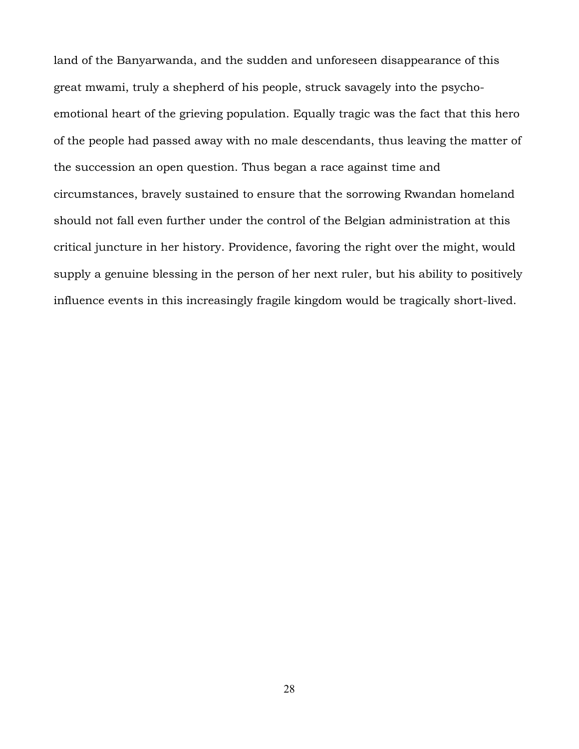land of the Banyarwanda, and the sudden and unforeseen disappearance of this great mwami, truly a shepherd of his people, struck savagely into the psycho-emotional heart of the grieving population. Equally tragic was the fact that this hero of the people had passed away with no male descendants, thus leaving the matter of the succession an open question. Thus began a race against time and circumstances, bravely sustained to ensure that the sorrowing Rwandan homeland should not fall even further under the control of the Belgian administration at this critical juncture in her history. Providence, favoring the right over the might, would supply a genuine blessing in the person of her next ruler, but his ability to positively influence events in this increasingly fragile kingdom would be tragically short-lived.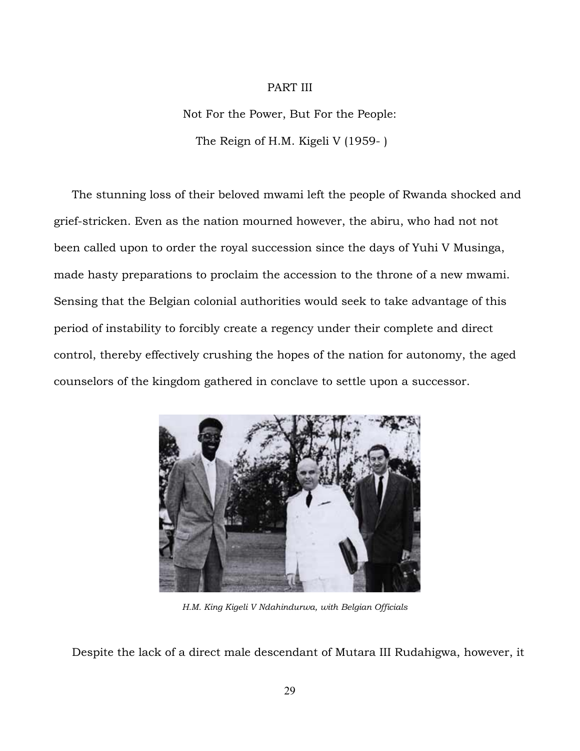# PART III

## Not For the Power, But For the People:

## The Reign of H.M. Kigeli V (1959- )

The stunning loss of their beloved mwami left the people of Rwanda shocked and grief-stricken. Even as the nation mourned however, the abiru, who had not not been called upon to order the royal succession since the days of Yuhi V Musinga, made hasty preparations to proclaim the accession to the throne of a new mwami. Sensing that the Belgian colonial authorities would seek to take advantage of this period of instability to forcibly create a regency under their complete and direct control, thereby effectively crushing the hopes of the nation for autonomy, the aged counselors of the kingdom gathered in conclave to settle upon a successor.

*H.M. King Kigeli V Ndahindurwa, with Belgian Officials*

Despite the lack of a direct male descendant of Mutara III Rudahigwa, however, it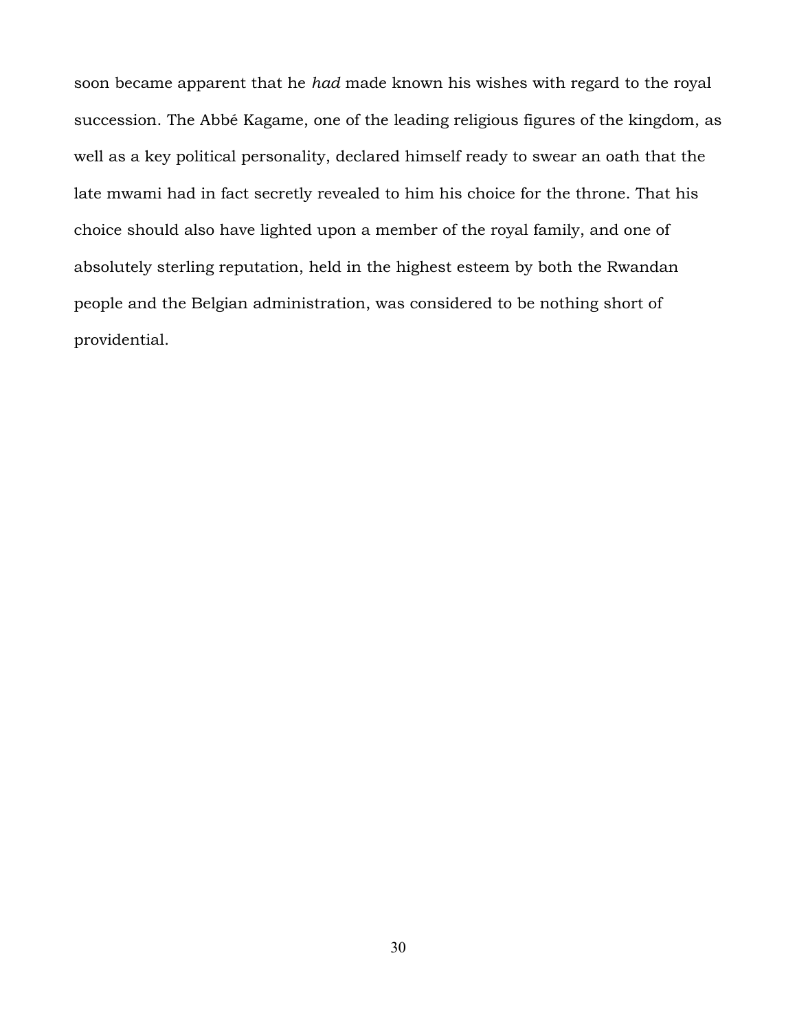soon became apparent that he *had* made known his wishes with regard to the royal succession. The Abbé Kagame, one of the leading religious figures of the kingdom, as well as a key political personality, declared himself ready to swear an oath that the late mwami had in fact secretly revealed to him his choice for the throne. That his choice should also have lighted upon a member of the royal family, and one of absolutely sterling reputation, held in the highest esteem by both the Rwandan people and the Belgian administration, was considered to be nothing short of providential.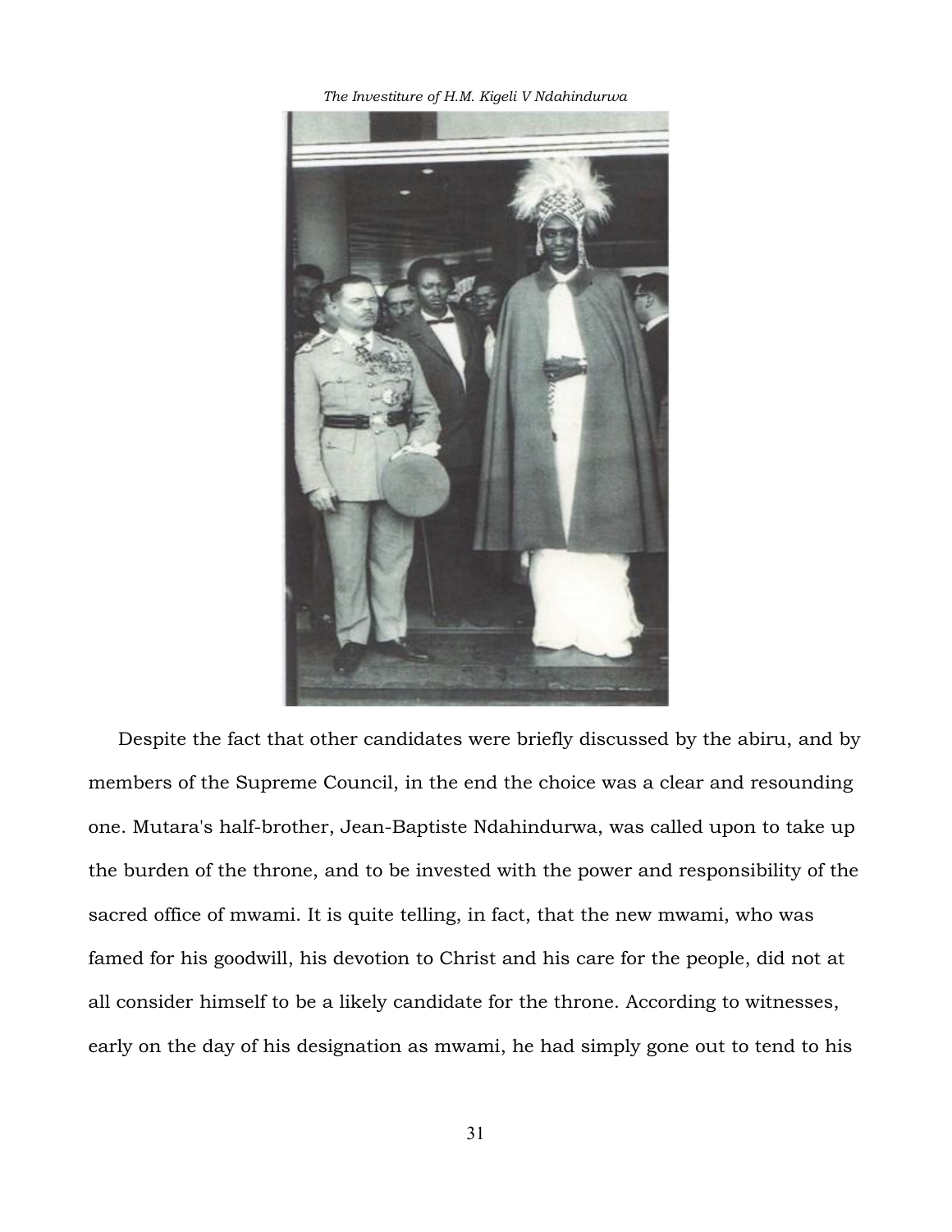*The Investiture of H.M. Kigeli V Ndahindurwa*

Despite the fact that other candidates were briefly discussed by the abiru, and by members of the Supreme Council, in the end the choice was a clear and resounding one. Mutara's half-brother, Jean-Baptiste Ndahindurwa, was called upon to take up the burden of the throne, and to be invested with the power and responsibility of the sacred office of mwami. It is quite telling, in fact, that the new mwami, who was famed for his goodwill, his devotion to Christ and his care for the people, did not at all consider himself to be a likely candidate for the throne. According to witnesses, early on the day of his designation as mwami, he had simply gone out to tend to his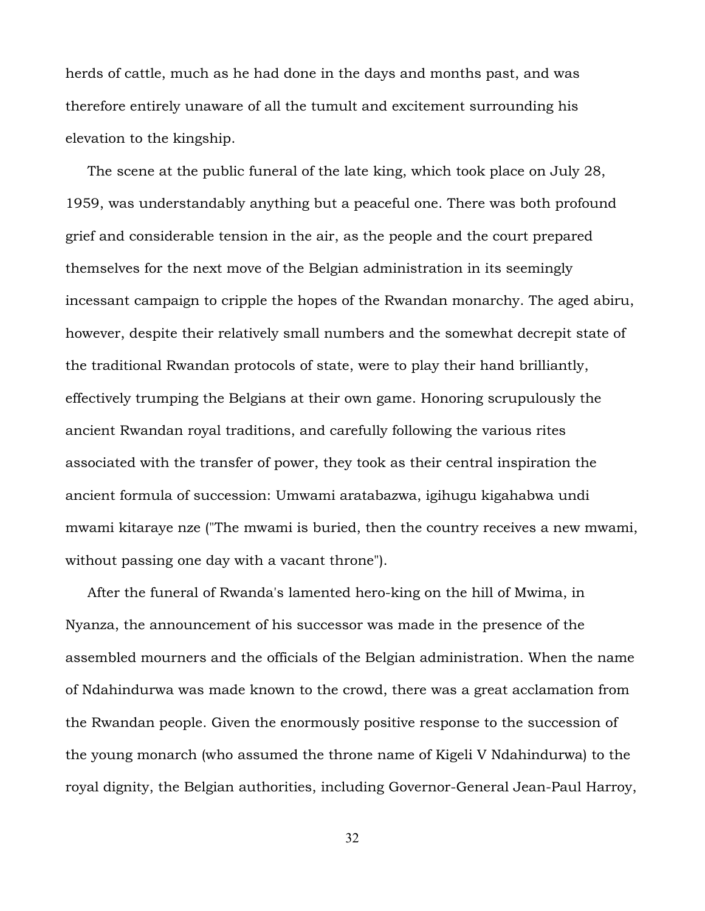herds of cattle, much as he had done in the days and months past, and was therefore entirely unaware of all the tumult and excitement surrounding his elevation to the kingship.

The scene at the public funeral of the late king, which took place on July 28, 1959, was understandably anything but a peaceful one. There was both profound grief and considerable tension in the air, as the people and the court prepared themselves for the next move of the Belgian administration in its seemingly incessant campaign to cripple the hopes of the Rwandan monarchy. The aged abiru, however, despite their relatively small numbers and the somewhat decrepit state of the traditional Rwandan protocols of state, were to play their hand brilliantly, effectively trumping the Belgians at their own game. Honoring scrupulously the ancient Rwandan royal traditions, and carefully following the various rites associated with the transfer of power, they took as their central inspiration the ancient formula of succession: Umwami aratabazwa, igihugu kigahabwa undi mwami kitaraye nze ("The mwami is buried, then the country receives a new mwami, without passing one day with a vacant throne").

After the funeral of Rwanda's lamented hero-king on the hill of Mwima, in Nyanza, the announcement of his successor was made in the presence of the assembled mourners and the officials of the Belgian administration. When the name of Ndahindurwa was made known to the crowd, there was a great acclamation from the Rwandan people. Given the enormously positive response to the succession of the young monarch (who assumed the throne name of Kigeli V Ndahindurwa) to the royal dignity, the Belgian authorities, including Governor-General Jean-Paul Harroy,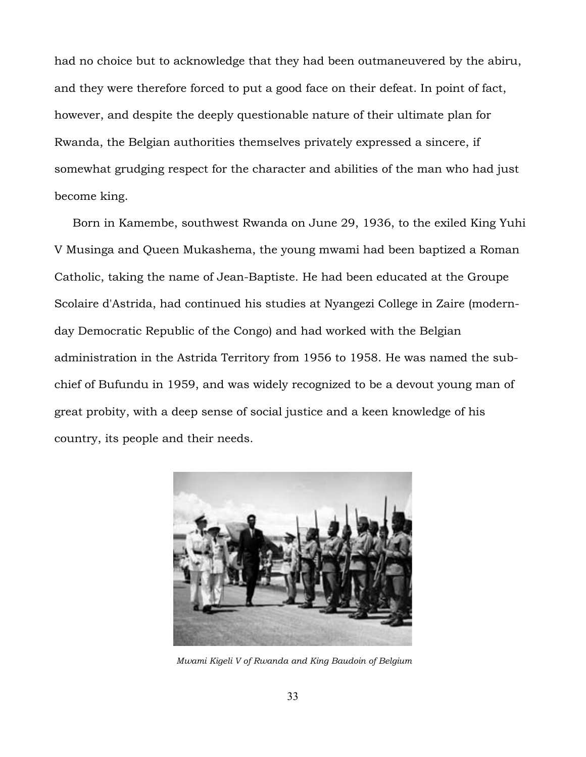had no choice but to acknowledge that they had been outmaneuvered by the abiru, and they were therefore forced to put a good face on their defeat. In point of fact, however, and despite the deeply questionable nature of their ultimate plan for Rwanda, the Belgian authorities themselves privately expressed a sincere, if somewhat grudging respect for the character and abilities of the man who had just become king.

Born in Kamembe, southwest Rwanda on June 29, 1936, to the exiled King Yuhi V Musinga and Queen Mukashema, the young mwami had been baptized a Roman Catholic, taking the name of Jean-Baptiste. He had been educated at the Groupe Scolaire d'Astrida, had continued his studies at Nyangezi College in Zaire (modern-day Democratic Republic of the Congo) and had worked with the Belgian administration in the Astrida Territory from 1956 to 1958. He was named the sub-chief of Bufundu in 1959, and was widely recognized to be a devout young man of great probity, with a deep sense of social justice and a keen knowledge of his country, its people and their needs.

*Mwami Kigeli V of Rwanda and King Baudoin of Belgium*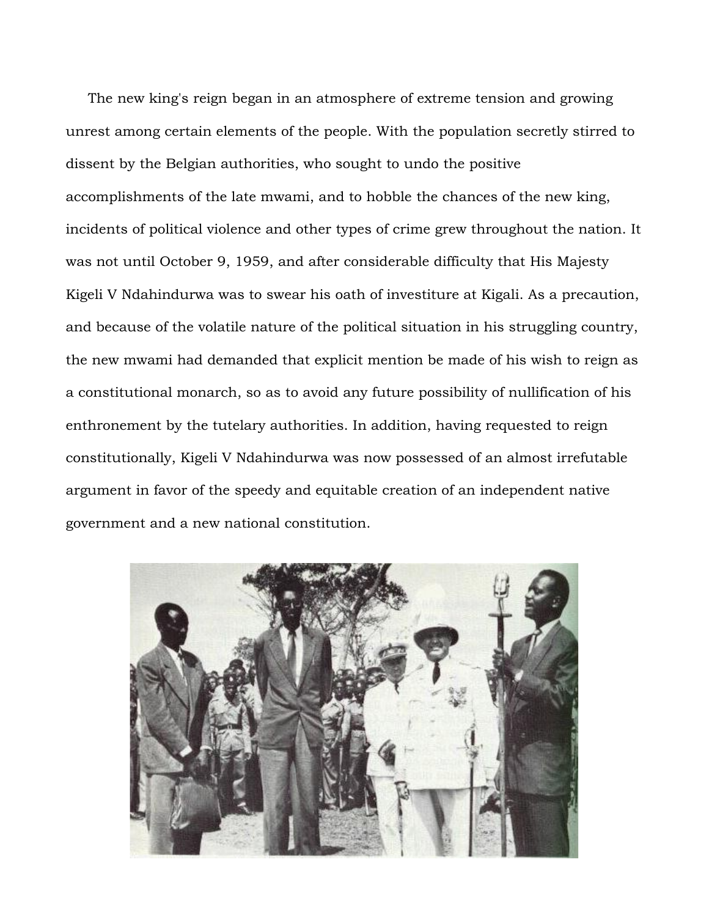The new king's reign began in an atmosphere of extreme tension and growing unrest among certain elements of the people. With the population secretly stirred to dissent by the Belgian authorities, who sought to undo the positive accomplishments of the late mwami, and to hobble the chances of the new king, incidents of political violence and other types of crime grew throughout the nation. It was not until October 9, 1959, and after considerable difficulty that His Majesty Kigeli V Ndahindurwa was to swear his oath of investiture at Kigali. As a precaution, and because of the volatile nature of the political situation in his struggling country, the new mwami had demanded that explicit mention be made of his wish to reign as a constitutional monarch, so as to avoid any future possibility of nullification of his enthronement by the tutelary authorities. In addition, having requested to reign constitutionally, Kigeli V Ndahindurwa was now possessed of an almost irrefutable argument in favor of the speedy and equitable creation of an independent native government and a new national constitution.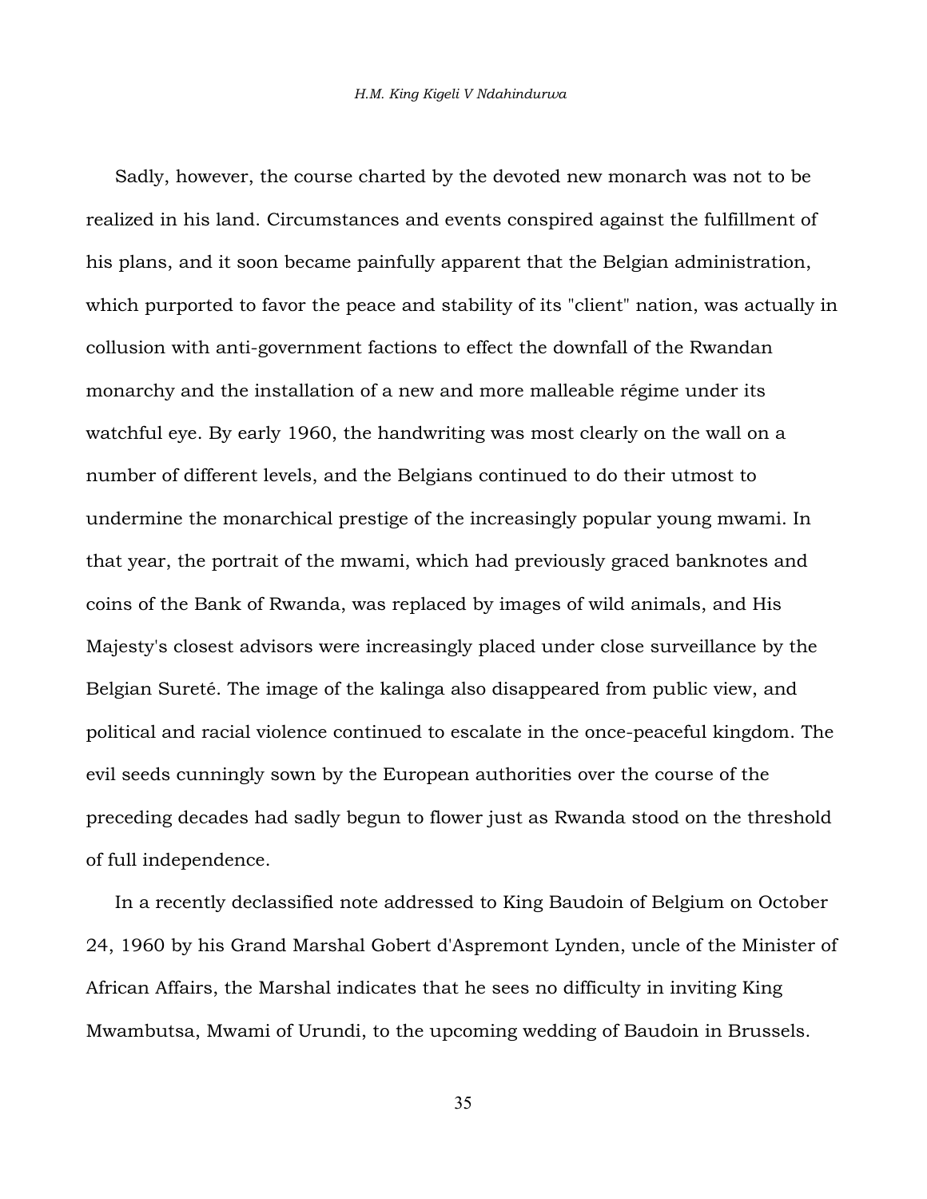Sadly, however, the course charted by the devoted new monarch was not to be realized in his land. Circumstances and events conspired against the fulfillment of his plans, and it soon became painfully apparent that the Belgian administration, which purported to favor the peace and stability of its "client" nation, was actually in collusion with anti-government factions to effect the downfall of the Rwandan monarchy and the installation of a new and more malleable régime under its watchful eye. By early 1960, the handwriting was most clearly on the wall on a number of different levels, and the Belgians continued to do their utmost to undermine the monarchical prestige of the increasingly popular young mwami. In that year, the portrait of the mwami, which had previously graced banknotes and coins of the Bank of Rwanda, was replaced by images of wild animals, and His Majesty's closest advisors were increasingly placed under close surveillance by the Belgian Sureté. The image of the kalinga also disappeared from public view, and political and racial violence continued to escalate in the once-peaceful kingdom. The evil seeds cunningly sown by the European authorities over the course of the preceding decades had sadly begun to flower just as Rwanda stood on the threshold of full independence.

In a recently declassified note addressed to King Baudoin of Belgium on October 24, 1960 by his Grand Marshal Gobert d'Aspremont Lynden, uncle of the Minister of African Affairs, the Marshal indicates that he sees no difficulty in inviting King Mwambutsa, Mwami of Urundi, to the upcoming wedding of Baudoin in Brussels.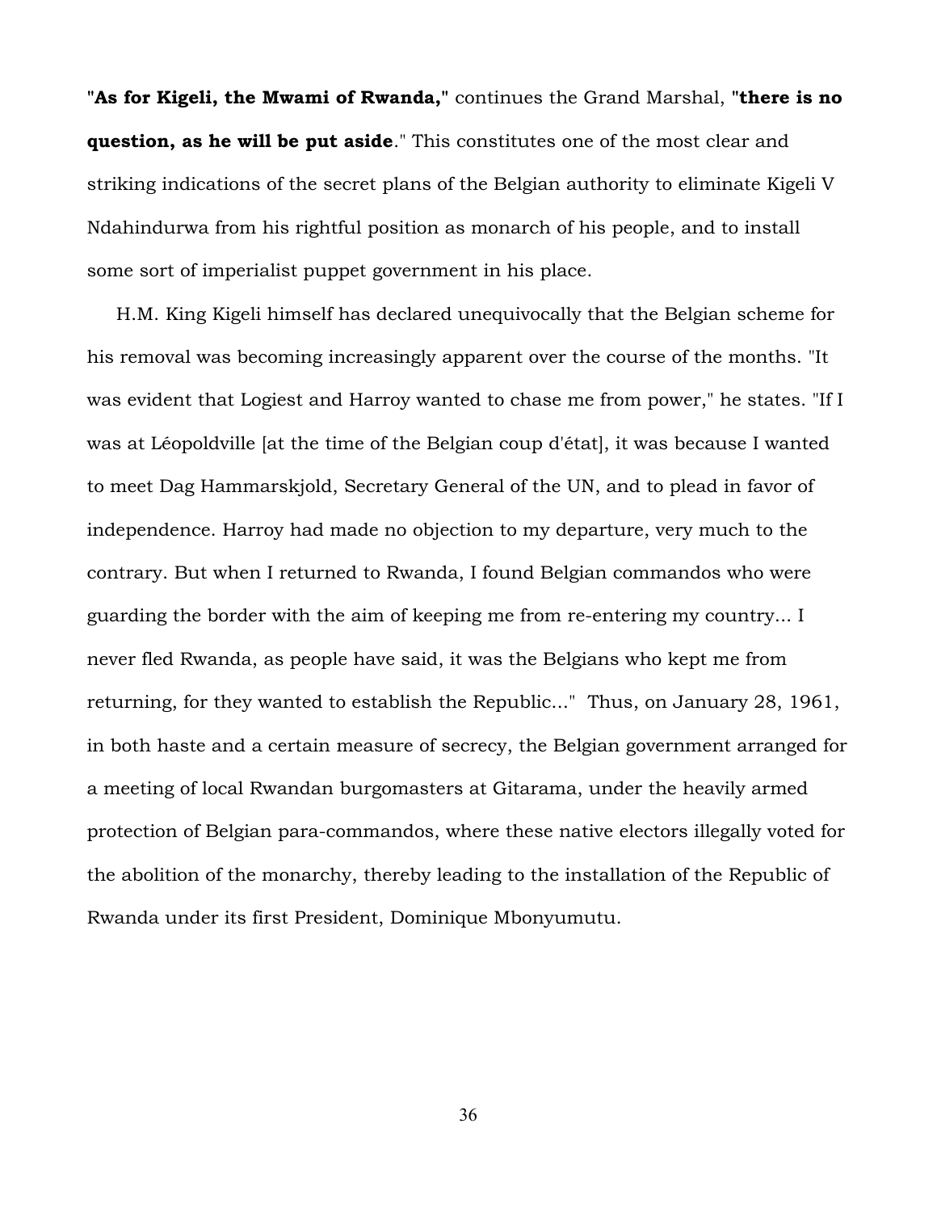"**As for Kigeli, the Mwami of Rwanda,**" continues the Grand Marshal, "**there is no question, as he will be put aside**." This constitutes one of the most clear and striking indications of the secret plans of the Belgian authority to eliminate Kigeli V Ndahindurwa from his rightful position as monarch of his people, and to install some sort of imperialist puppet government in his place.

H.M. King Kigeli himself has declared unequivocally that the Belgian scheme for his removal was becoming increasingly apparent over the course of the months. "It was evident that Logiest and Harroy wanted to chase me from power," he states. "If I was at Léopoldville [at the time of the Belgian coup d'état], it was because I wanted to meet Dag Hammarskjold, Secretary General of the UN, and to plead in favor of independence. Harroy had made no objection to my departure, very much to the contrary. But when I returned to Rwanda, I found Belgian commandos who were guarding the border with the aim of keeping me from re-entering my country... I never fled Rwanda, as people have said, it was the Belgians who kept me from returning, for they wanted to establish the Republic..." Thus, on January 28, 1961, in both haste and a certain measure of secrecy, the Belgian government arranged for a meeting of local Rwandan burgomasters at Gitarama, under the heavily armed protection of Belgian para-commandos, where these native electors illegally voted for the abolition of the monarchy, thereby leading to the installation of the Republic of Rwanda under its first President, Dominique Mbonyumutu.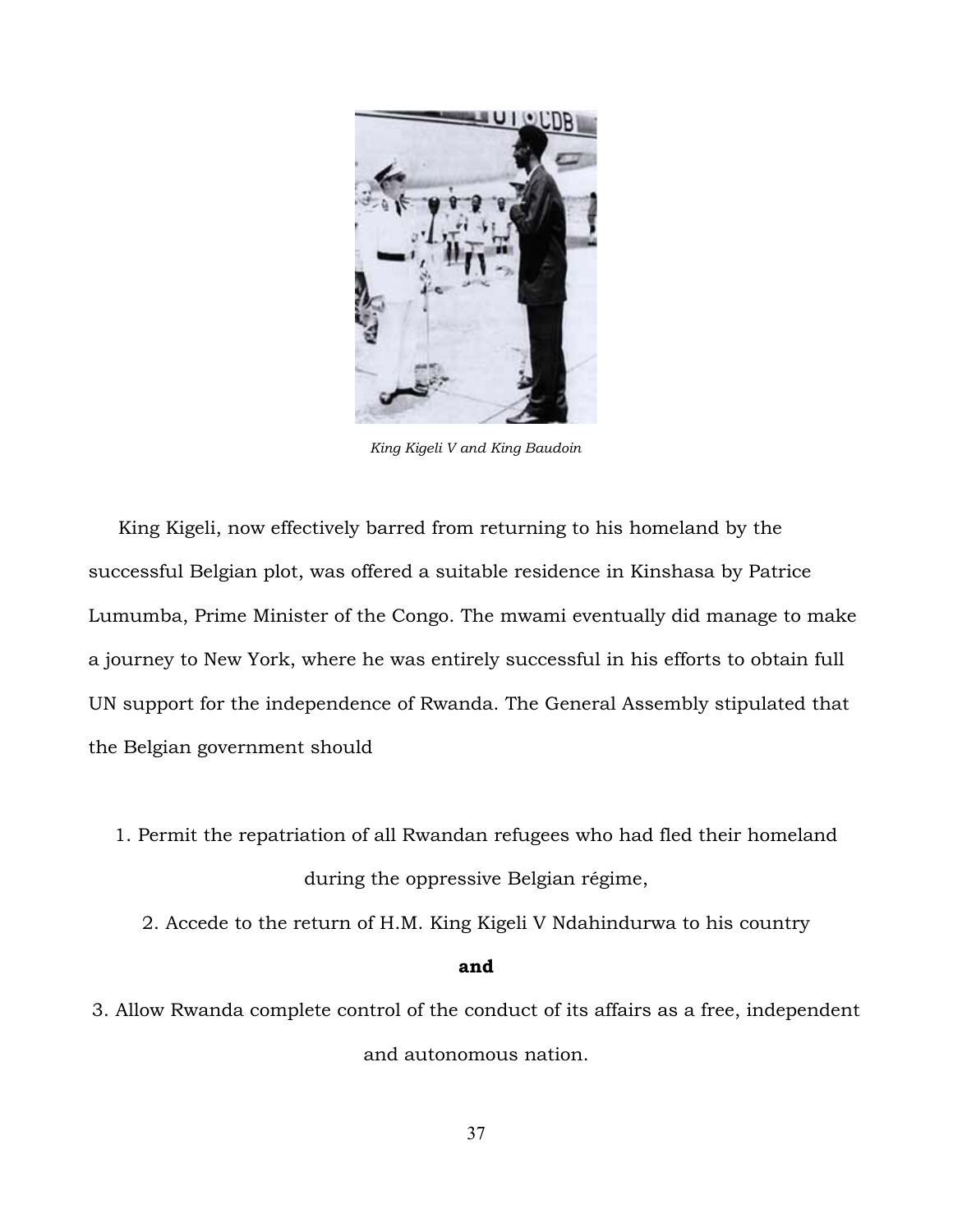*King Kigeli V and King Baudoin*

King Kigeli, now effectively barred from returning to his homeland by the successful Belgian plot, was offered a suitable residence in Kinshasa by Patrice Lumumba, Prime Minister of the Congo. The mwami eventually did manage to make a journey to New York, where he was entirely successful in his efforts to obtain full UN support for the independence of Rwanda. The General Assembly stipulated that the Belgian government should

1. Permit the repatriation of all Rwandan refugees who had fled their homeland during the oppressive Belgian régime,
2. Accede to the return of H.M. King Kigeli V Ndahindurwa to his country

**and**

3. Allow Rwanda complete control of the conduct of its affairs as a free, independent and autonomous nation.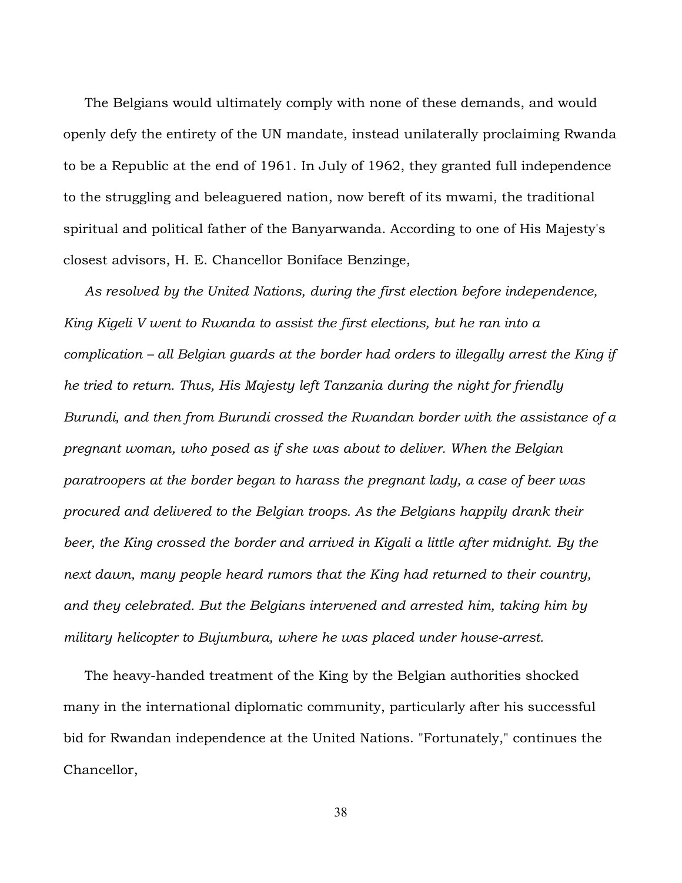The Belgians would ultimately comply with none of these demands, and would openly defy the entirety of the UN mandate, instead unilaterally proclaiming Rwanda to be a Republic at the end of 1961. In July of 1962, they granted full independence to the struggling and beleaguered nation, now bereft of its mwami, the traditional spiritual and political father of the Banyarwanda. According to one of His Majesty's closest advisors, H. E. Chancellor Boniface Benzinge,

*As resolved by the United Nations, during the first election before independence, King Kigeli V went to Rwanda to assist the first elections, but he ran into a complication – all Belgian guards at the border had orders to illegally arrest the King if he tried to return. Thus, His Majesty left Tanzania during the night for friendly Burundi, and then from Burundi crossed the Rwandan border with the assistance of a pregnant woman, who posed as if she was about to deliver. When the Belgian paratroopers at the border began to harass the pregnant lady, a case of beer was procured and delivered to the Belgian troops. As the Belgians happily drank their beer, the King crossed the border and arrived in Kigali a little after midnight. By the next dawn, many people heard rumors that the King had returned to their country, and they celebrated. But the Belgians intervened and arrested him, taking him by military helicopter to Bujumbura, where he was placed under house-arrest.*

The heavy-handed treatment of the King by the Belgian authorities shocked many in the international diplomatic community, particularly after his successful bid for Rwandan independence at the United Nations. "Fortunately," continues the Chancellor,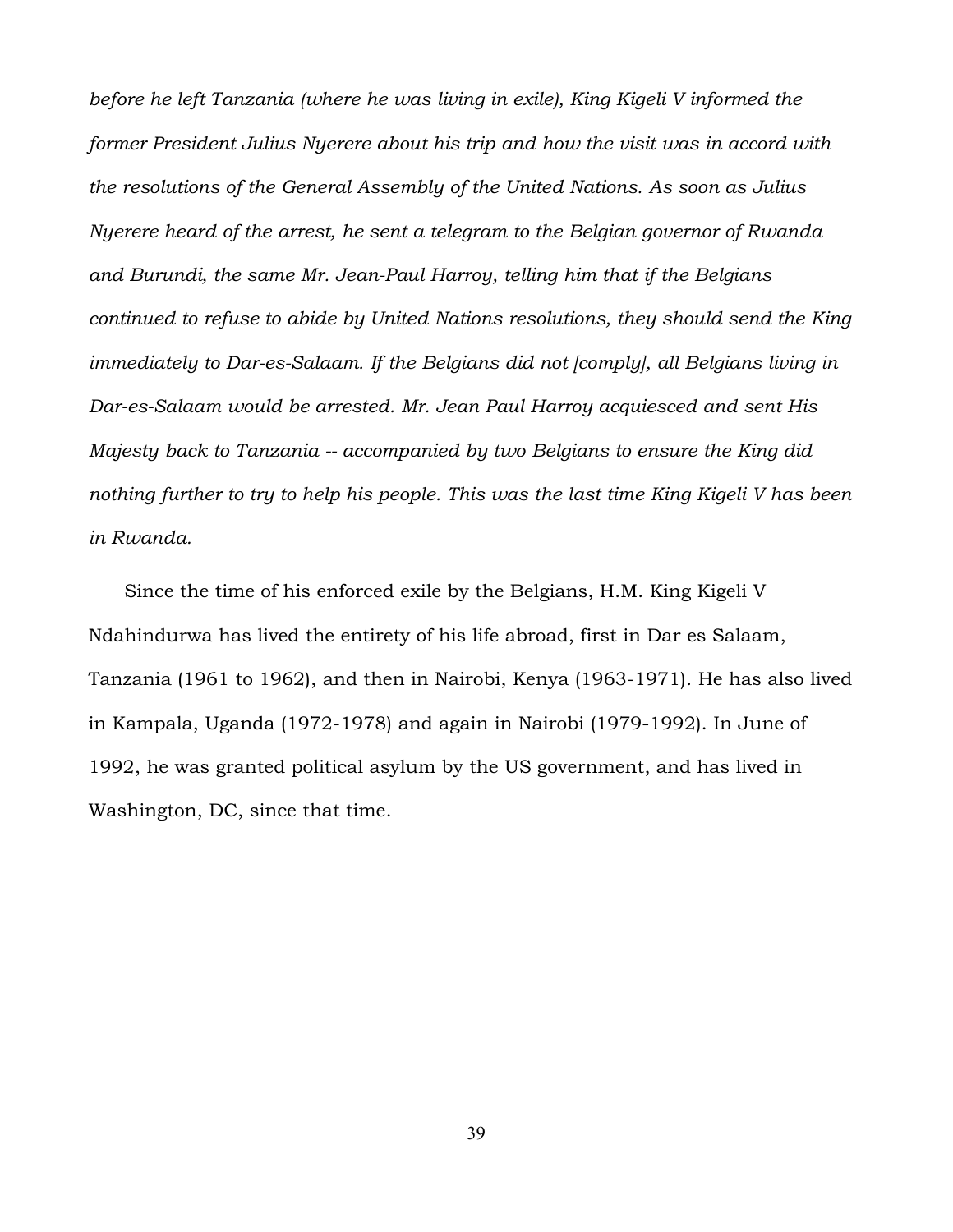*before he left Tanzania (where he was living in exile), King Kigeli V informed the former President Julius Nyerere about his trip and how the visit was in accord with the resolutions of the General Assembly of the United Nations. As soon as Julius Nyerere heard of the arrest, he sent a telegram to the Belgian governor of Rwanda and Burundi, the same Mr. Jean-Paul Harroy, telling him that if the Belgians continued to refuse to abide by United Nations resolutions, they should send the King immediately to Dar-es-Salaam. If the Belgians did not [comply], all Belgians living in Dar-es-Salaam would be arrested. Mr. Jean Paul Harroy acquiesced and sent His Majesty back to Tanzania -- accompanied by two Belgians to ensure the King did nothing further to try to help his people. This was the last time King Kigeli V has been in Rwanda.*

Since the time of his enforced exile by the Belgians, H.M. King Kigeli V Ndahindurwa has lived the entirety of his life abroad, first in Dar es Salaam, Tanzania (1961 to 1962), and then in Nairobi, Kenya (1963-1971). He has also lived in Kampala, Uganda (1972-1978) and again in Nairobi (1979-1992). In June of 1992, he was granted political asylum by the US government, and has lived in Washington, DC, since that time.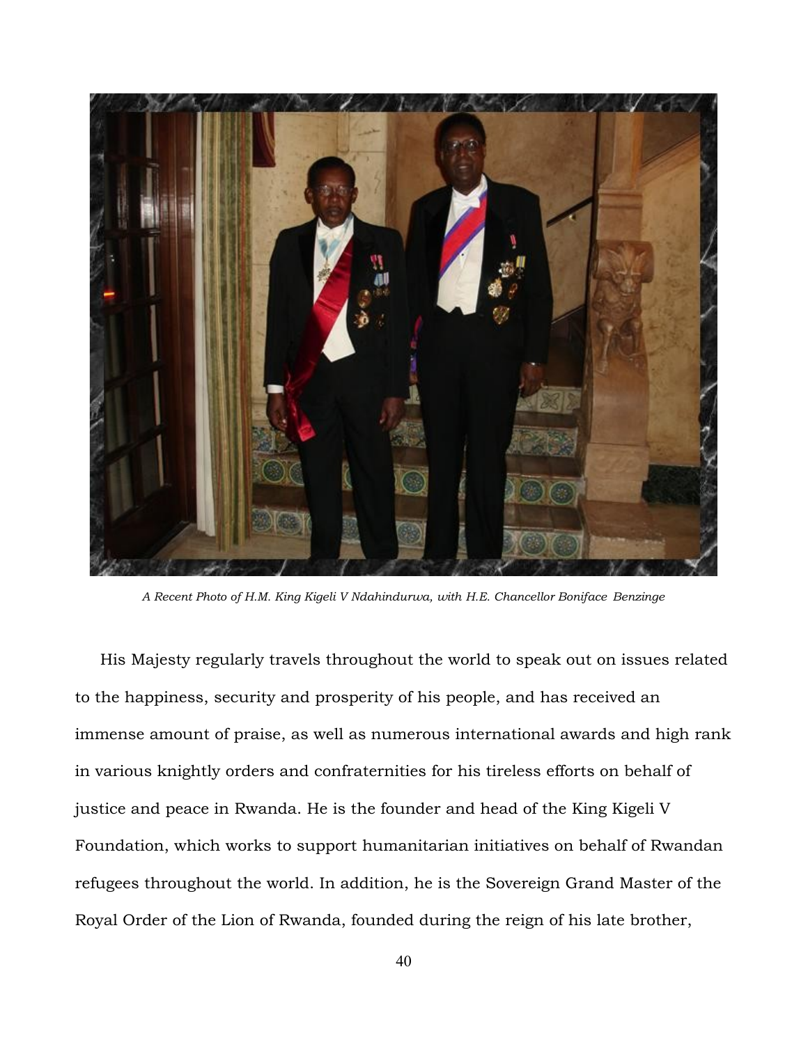*A Recent Photo of H.M. King Kigeli V Ndahindurwa, with H.E. Chancellor Boniface Benzinge*

His Majesty regularly travels throughout the world to speak out on issues related to the happiness, security and prosperity of his people, and has received an immense amount of praise, as well as numerous international awards and high rank in various knightly orders and confraternities for his tireless efforts on behalf of justice and peace in Rwanda. He is the founder and head of the King Kigeli V Foundation, which works to support humanitarian initiatives on behalf of Rwandan refugees throughout the world. In addition, he is the Sovereign Grand Master of the Royal Order of the Lion of Rwanda, founded during the reign of his late brother,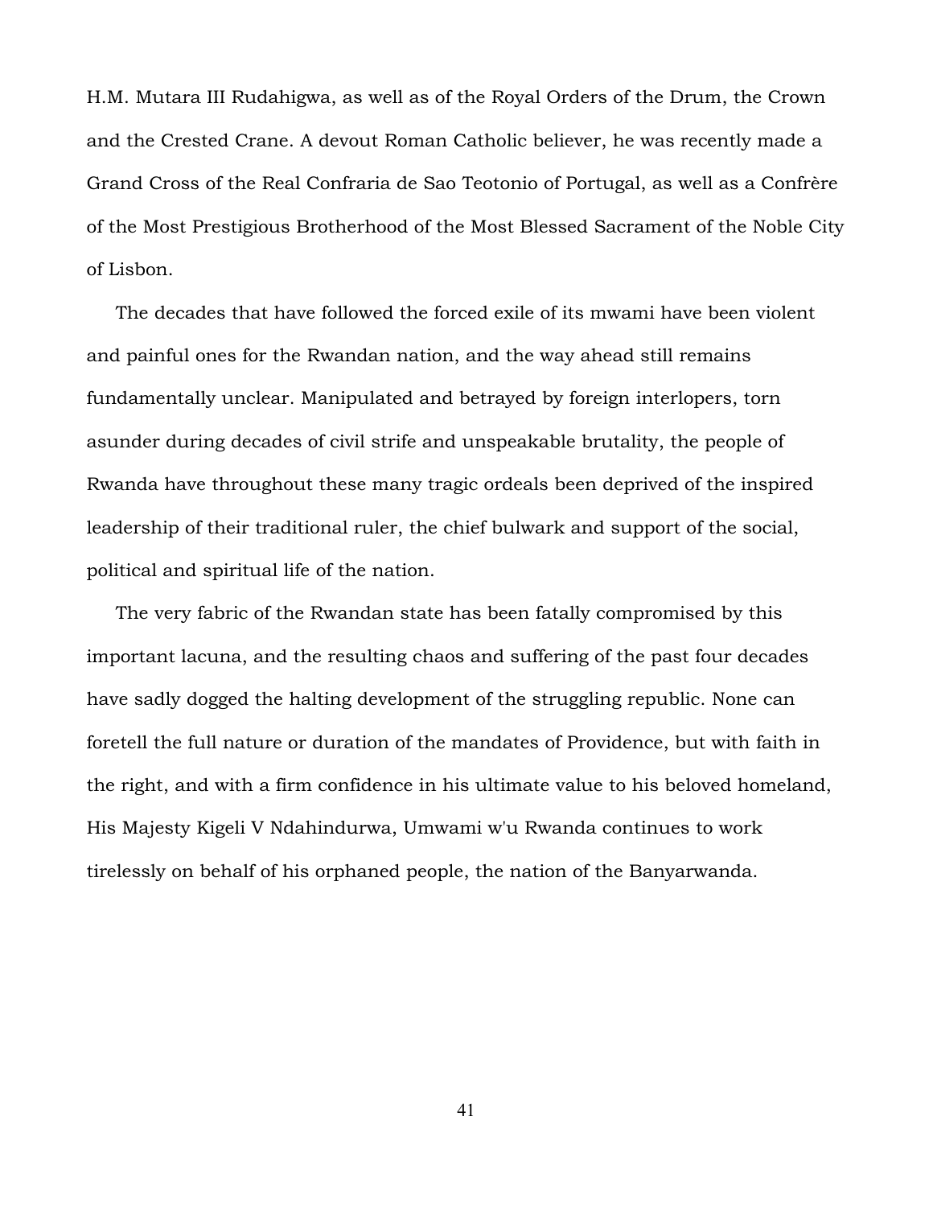H.M. Mutara III Rudahigwa, as well as of the Royal Orders of the Drum, the Crown and the Crested Crane. A devout Roman Catholic believer, he was recently made a Grand Cross of the Real Confraria de Sao Teotonio of Portugal, as well as a Confrère of the Most Prestigious Brotherhood of the Most Blessed Sacrament of the Noble City of Lisbon.

The decades that have followed the forced exile of its mwami have been violent and painful ones for the Rwandan nation, and the way ahead still remains fundamentally unclear. Manipulated and betrayed by foreign interlopers, torn asunder during decades of civil strife and unspeakable brutality, the people of Rwanda have throughout these many tragic ordeals been deprived of the inspired leadership of their traditional ruler, the chief bulwark and support of the social, political and spiritual life of the nation.

The very fabric of the Rwandan state has been fatally compromised by this important lacuna, and the resulting chaos and suffering of the past four decades have sadly dogged the halting development of the struggling republic. None can foretell the full nature or duration of the mandates of Providence, but with faith in the right, and with a firm confidence in his ultimate value to his beloved homeland, His Majesty Kigeli V Ndahindurwa, Umwami w'u Rwanda continues to work tirelessly on behalf of his orphaned people, the nation of the Banyarwanda.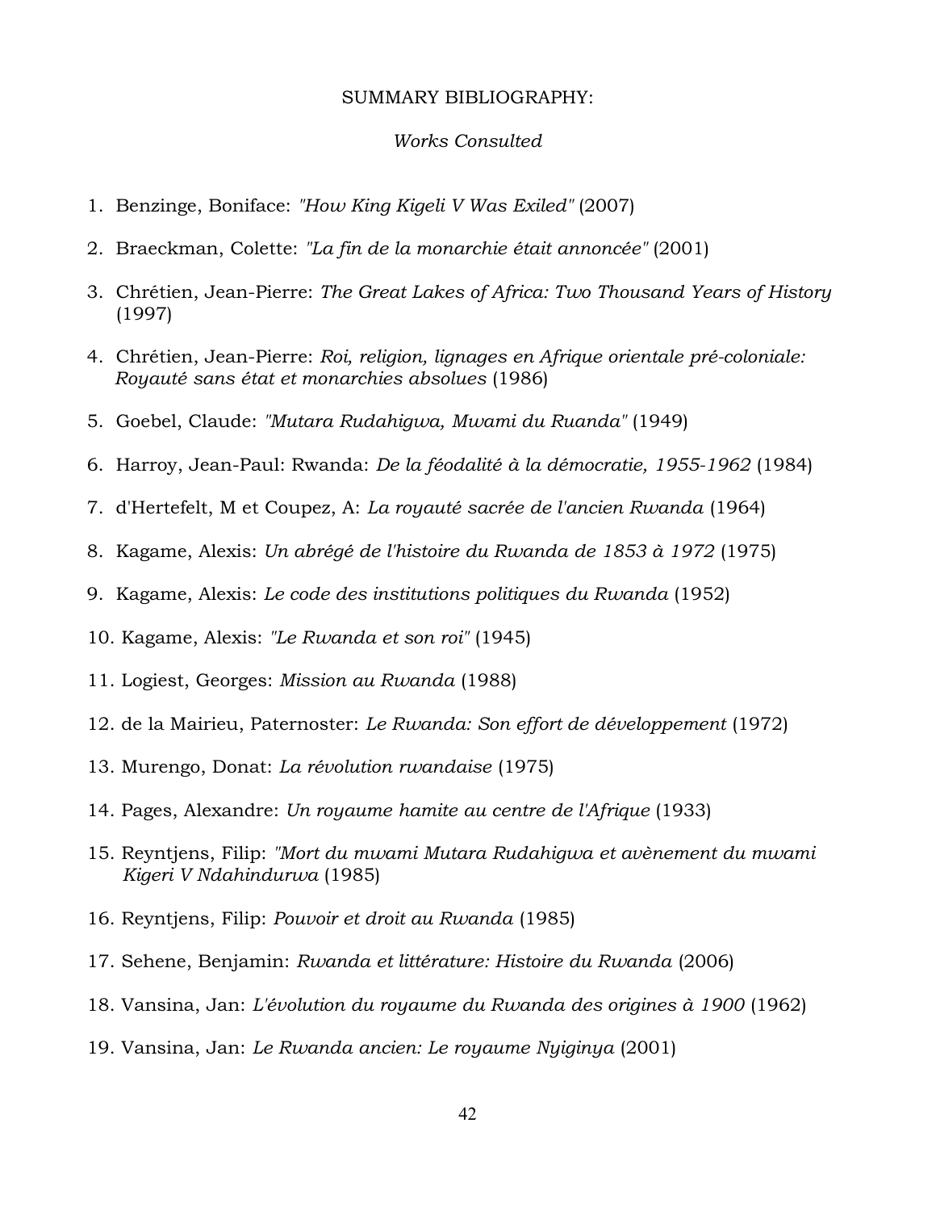## SUMMARY BIBLIOGRAPHY:

*Works Consulted*

1. Benzinge, Boniface: *"How King Kigeli V Was Exiled"* (2007)
2. Braeckman, Colette: *"La fin de la monarchie était annoncée"* (2001)
3. Chrétien, Jean-Pierre: *The Great Lakes of Africa: Two Thousand Years of History* (1997)
4. Chrétien, Jean-Pierre: *Roi, religion, lignages en Afrique orientale pré-coloniale: Royauté sans état et monarchies absolues* (1986)
5. Goebel, Claude: *"Mutara Rudahigwa, Mwami du Ruanda"* (1949)
6. Harroy, Jean-Paul: Rwanda: *De la féodalité à la démocratie, 1955-1962* (1984)
7. d'Hertefelt, M et Coupez, A: *La royauté sacrée de l'ancien Rwanda* (1964)
8. Kagame, Alexis: *Un abrégé de l'histoire du Rwanda de 1853 à 1972* (1975)
9. Kagame, Alexis: *Le code des institutions politiques du Rwanda* (1952)
10. Kagame, Alexis: *"Le Rwanda et son roi"* (1945)
11. Logiest, Georges: *Mission au Rwanda* (1988)
12. de la Mairieu, Paternoster: *Le Rwanda: Son effort de développement* (1972)
13. Murengo, Donat: *La révolution rwandaise* (1975)
14. Pages, Alexandre: *Un royaume hamite au centre de l'Afrique* (1933)
15. Reyntjens, Filip: *"Mort du mwami Mutara Rudahigwa et avènement du mwami Kigeri V Ndahindurwa* (1985)
16. Reyntjens, Filip: *Pouvoir et droit au Rwanda* (1985)
17. Sehene, Benjamin: *Rwanda et littérature: Histoire du Rwanda* (2006)
18. Vansina, Jan: *L'évolution du royaume du Rwanda des origines à 1900* (1962)
19. Vansina, Jan: *Le Rwanda ancien: Le royaume Nyiginya* (2001)